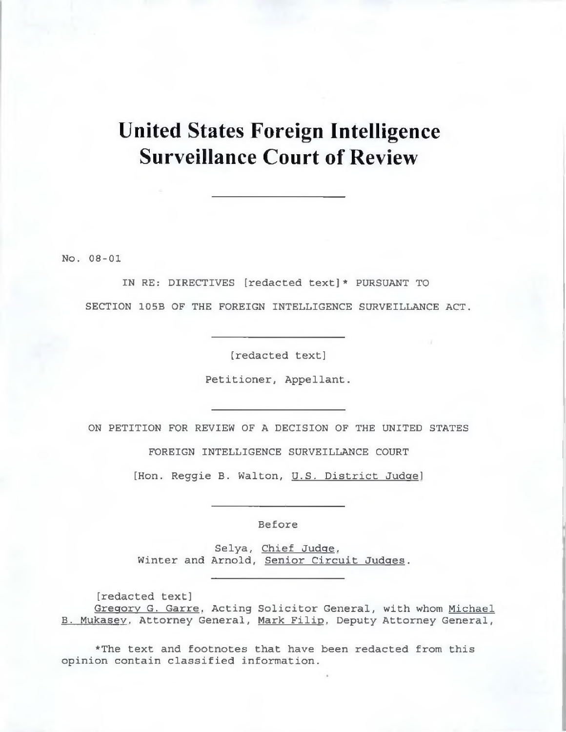# United States Foreign Intelligence Surveillance Court of Review

---

No. 08-01

IN RE: DIRECTIVES [redacted text]* PURSUANT TO

SECTION 105B OF THE FOREIGN INTELLIGENCE SURVEILLANCE ACT.

---

[redacted text]

Petitioner, Appellant.

---

ON PETITION FOR REVIEW OF A DECISION OF THE UNITED STATES

FOREIGN INTELLIGENCE SURVEILLANCE COURT

[Hon. Reggie B. Walton, U.S. District Judge]

---

Before

Selya, Chief Judge,
Winter and Arnold, Senior Circuit Judges.

---

[redacted text]
Gregory G. Garre, Acting Solicitor General, with whom Michael B. Mukasey, Attorney General, Mark Filip, Deputy Attorney General,

*The text and footnotes that have been redacted from this opinion contain classified information.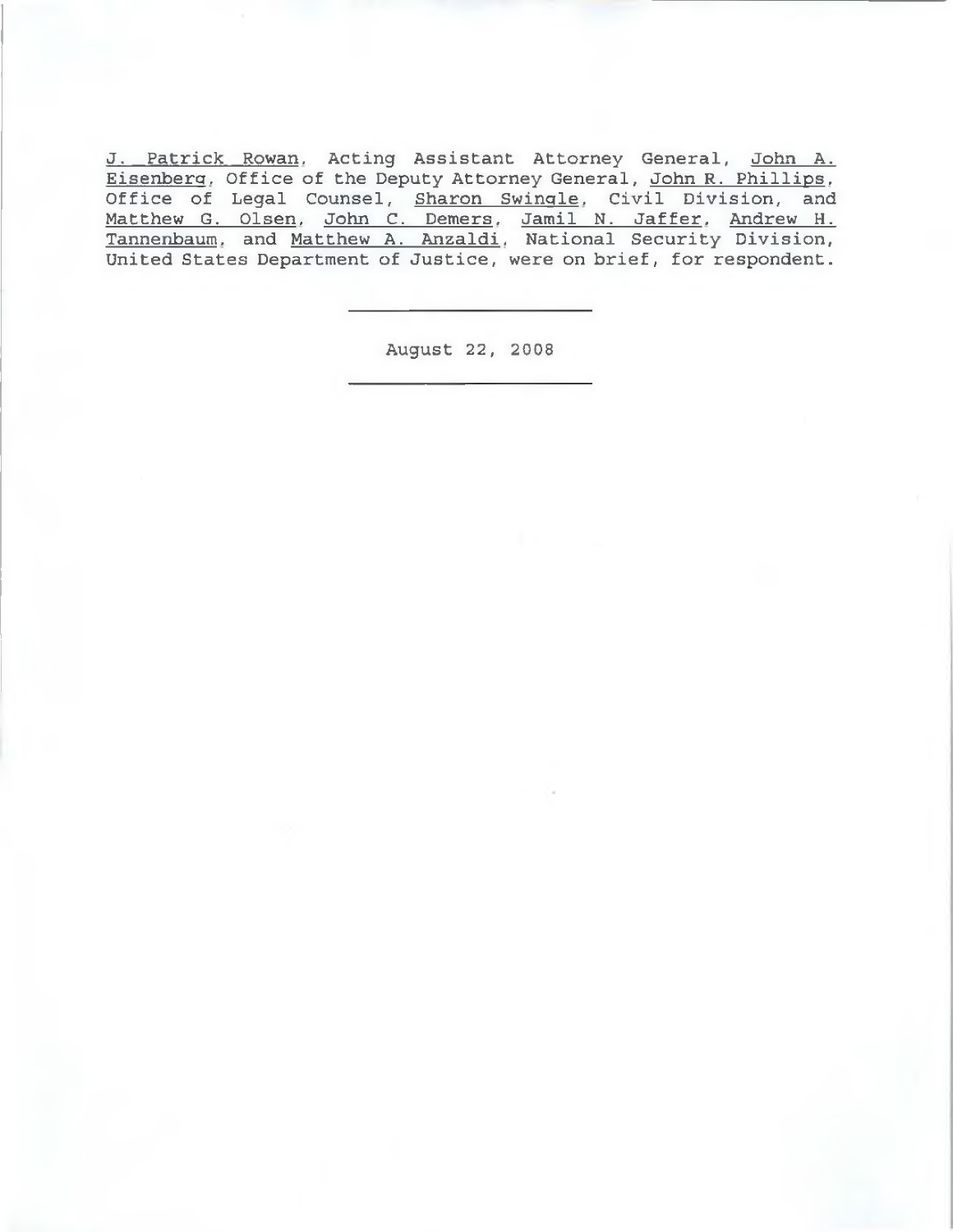<u>J. Patrick Rowan</u>, Acting Assistant Attorney General, <u>John A. Eisenberg</u>, Office of the Deputy Attorney General, <u>John R. Phillips</u>, Office of Legal Counsel, <u>Sharon Swingle</u>, Civil Division, and <u>Matthew G. Olsen</u>, <u>John C. Demers</u>, <u>Jamil N. Jaffer</u>, <u>Andrew H. Tannenbaum</u>, and <u>Matthew A. Anzaldi</u>, National Security Division, United States Department of Justice, were on brief, for respondent.

---

August 22, 2008

---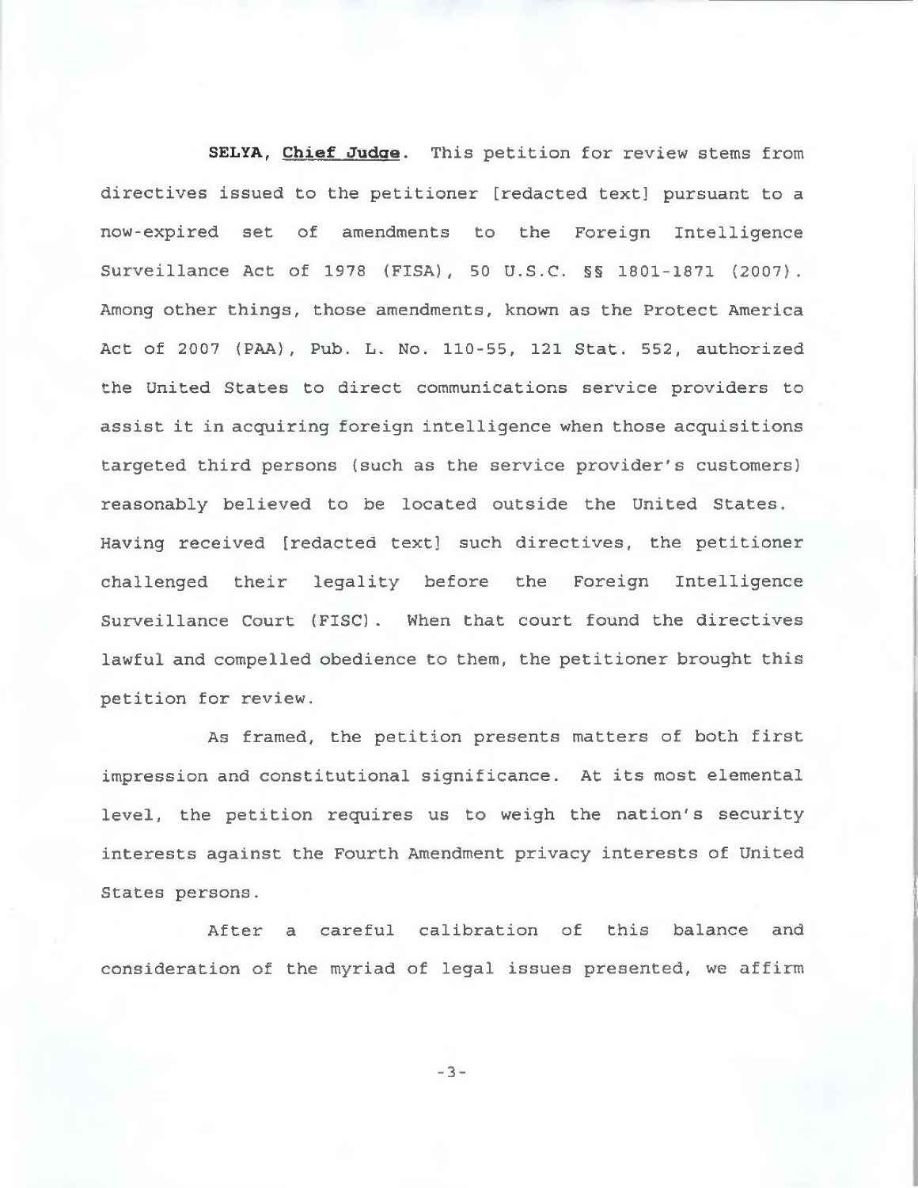**SELYA, Chief Judge.** This petition for review stems from directives issued to the petitioner [redacted text] pursuant to a now-expired set of amendments to the Foreign Intelligence Surveillance Act of 1978 (FISA), 50 U.S.C. §§ 1801-1871 (2007). Among other things, those amendments, known as the Protect America Act of 2007 (PAA), Pub. L. No. 110-55, 121 Stat. 552, authorized the United States to direct communications service providers to assist it in acquiring foreign intelligence when those acquisitions targeted third persons (such as the service provider's customers) reasonably believed to be located outside the United States. Having received [redacted text] such directives, the petitioner challenged their legality before the Foreign Intelligence Surveillance Court (FISC). When that court found the directives lawful and compelled obedience to them, the petitioner brought this petition for review.

As framed, the petition presents matters of both first impression and constitutional significance. At its most elemental level, the petition requires us to weigh the nation's security interests against the Fourth Amendment privacy interests of United States persons.

After a careful calibration of this balance and consideration of the myriad of legal issues presented, we affirm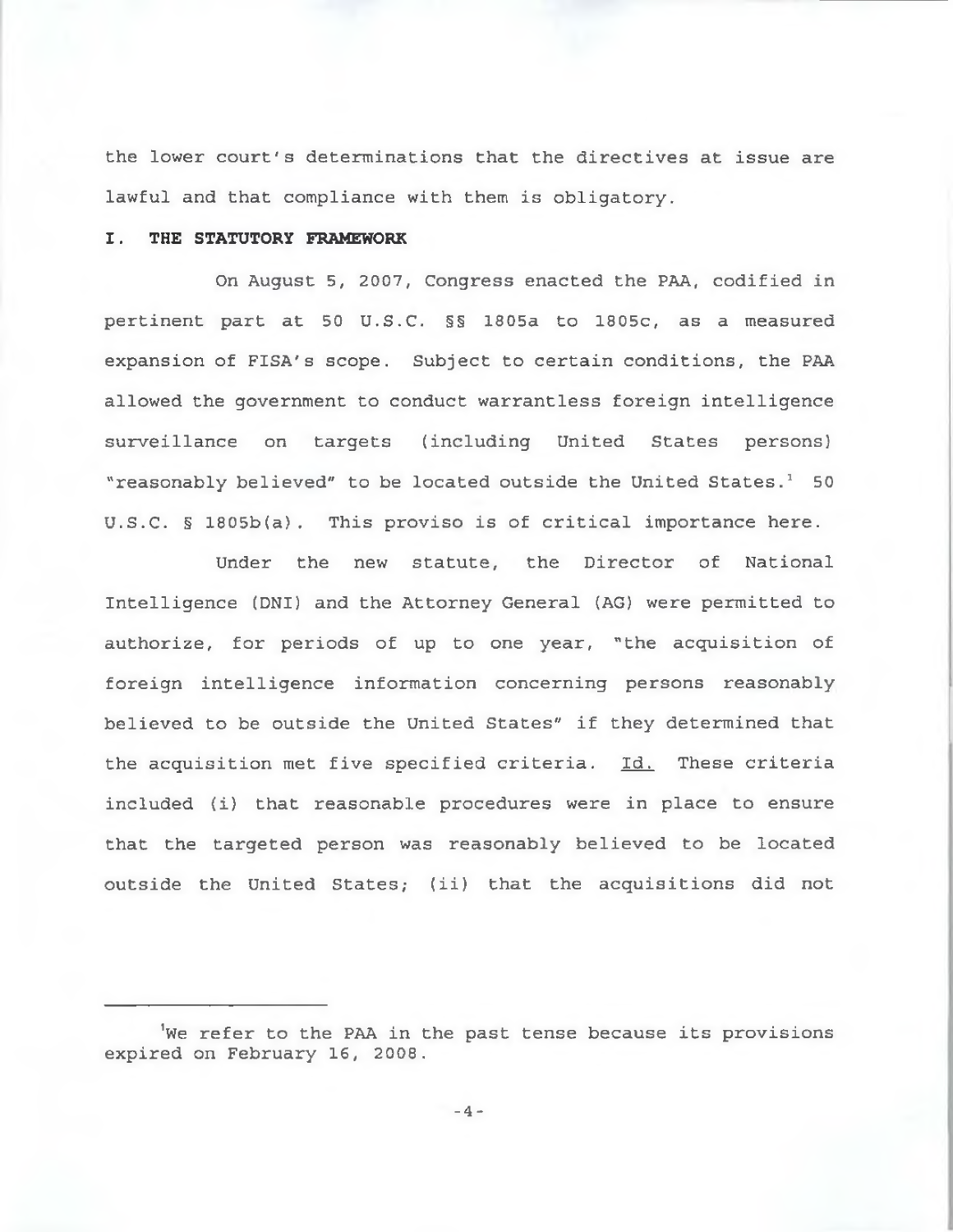the lower court's determinations that the directives at issue are lawful and that compliance with them is obligatory.

## I. THE STATUTORY FRAMEWORK

On August 5, 2007, Congress enacted the PAA, codified in pertinent part at 50 U.S.C. §§ 1805a to 1805c, as a measured expansion of FISA's scope. Subject to certain conditions, the PAA allowed the government to conduct warrantless foreign intelligence surveillance on targets (including United States persons) "reasonably believed" to be located outside the United States.[1] 50 U.S.C. § 1805b(a). This proviso is of critical importance here.

Under the new statute, the Director of National Intelligence (DNI) and the Attorney General (AG) were permitted to authorize, for periods of up to one year, "the acquisition of foreign intelligence information concerning persons reasonably believed to be outside the United States" if they determined that the acquisition met five specified criteria. Id. These criteria included (i) that reasonable procedures were in place to ensure that the targeted person was reasonably believed to be located outside the United States; (ii) that the acquisitions did not

---

[1] We refer to the PAA in the past tense because its provisions expired on February 16, 2008.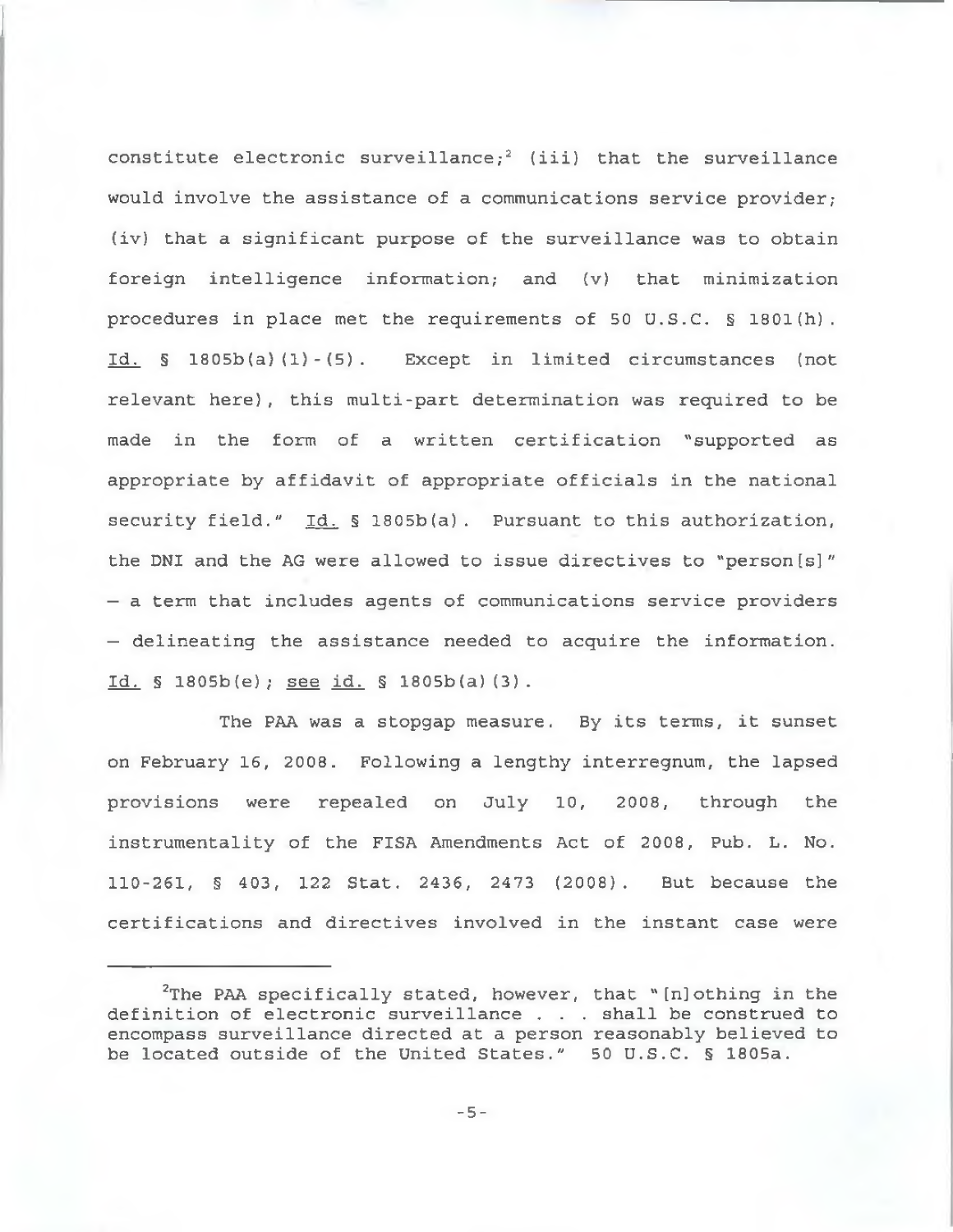constitute electronic surveillance;[2] (iii) that the surveillance would involve the assistance of a communications service provider; (iv) that a significant purpose of the surveillance was to obtain foreign intelligence information; and (v) that minimization procedures in place met the requirements of 50 U.S.C. § 1801(h). Id. § 1805b(a)(1)-(5). Except in limited circumstances (not relevant here), this multi-part determination was required to be made in the form of a written certification "supported as appropriate by affidavit of appropriate officials in the national security field." Id. § 1805b(a). Pursuant to this authorization, the DNI and the AG were allowed to issue directives to "person[s]" — a term that includes agents of communications service providers — delineating the assistance needed to acquire the information. Id. § 1805b(e); see id. § 1805b(a)(3).

The PAA was a stopgap measure. By its terms, it sunset on February 16, 2008. Following a lengthy interregnum, the lapsed provisions were repealed on July 10, 2008, through the instrumentality of the FISA Amendments Act of 2008, Pub. L. No. 110-261, § 403, 122 Stat. 2436, 2473 (2008). But because the certifications and directives involved in the instant case were

---

[2]The PAA specifically stated, however, that "[n]othing in the definition of electronic surveillance . . . shall be construed to encompass surveillance directed at a person reasonably believed to be located outside of the United States." 50 U.S.C. § 1805a.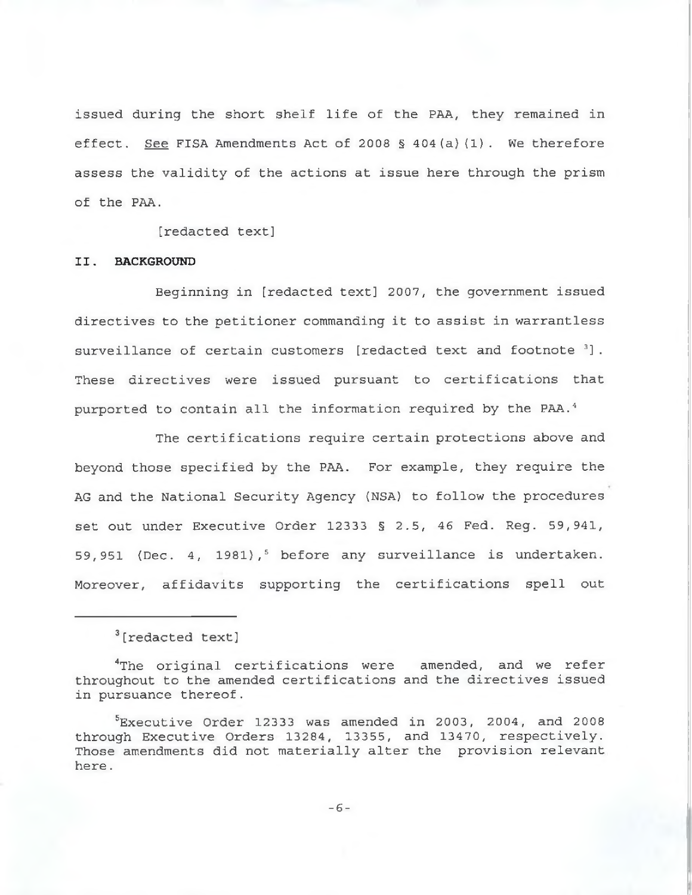issued during the short shelf life of the PAA, they remained in effect. See FISA Amendments Act of 2008 § 404(a)(1). We therefore assess the validity of the actions at issue here through the prism of the PAA.

[redacted text]

## II. BACKGROUND

Beginning in [redacted text] 2007, the government issued directives to the petitioner commanding it to assist in warrantless surveillance of certain customers [redacted text and footnote [3]]. These directives were issued pursuant to certifications that purported to contain all the information required by the PAA.[4]

The certifications require certain protections above and beyond those specified by the PAA. For example, they require the AG and the National Security Agency (NSA) to follow the procedures set out under Executive Order 12333 § 2.5, 46 Fed. Reg. 59,941, 59,951 (Dec. 4, 1981),[5] before any surveillance is undertaken. Moreover, affidavits supporting the certifications spell out

---

[3] [redacted text]

[4] The original certifications were amended, and we refer throughout to the amended certifications and the directives issued in pursuance thereof.

[5] Executive Order 12333 was amended in 2003, 2004, and 2008 through Executive Orders 13284, 13355, and 13470, respectively. Those amendments did not materially alter the provision relevant here.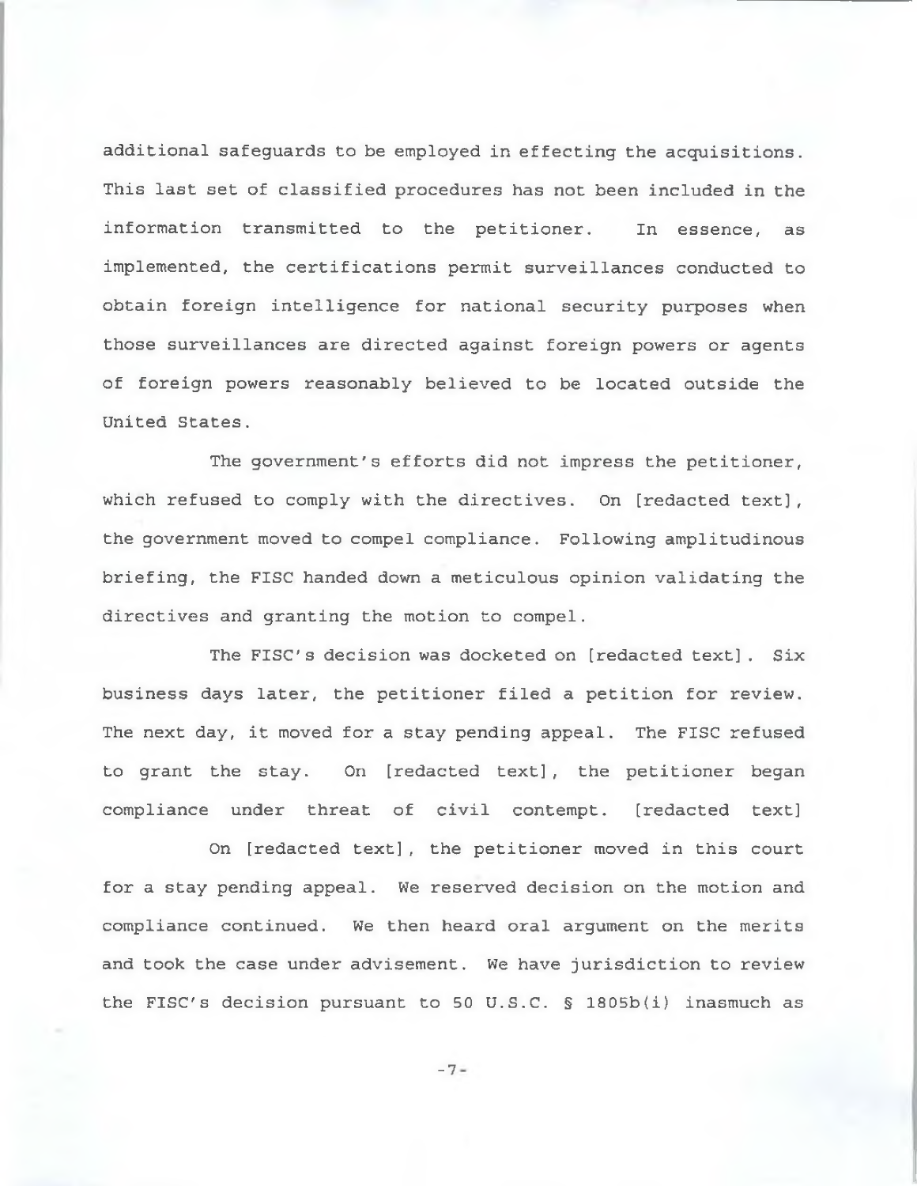additional safeguards to be employed in effecting the acquisitions. This last set of classified procedures has not been included in the information transmitted to the petitioner. In essence, as implemented, the certifications permit surveillances conducted to obtain foreign intelligence for national security purposes when those surveillances are directed against foreign powers or agents of foreign powers reasonably believed to be located outside the United States.

The government's efforts did not impress the petitioner, which refused to comply with the directives. On [redacted text], the government moved to compel compliance. Following amplitudinous briefing, the FISC handed down a meticulous opinion validating the directives and granting the motion to compel.

The FISC's decision was docketed on [redacted text]. Six business days later, the petitioner filed a petition for review. The next day, it moved for a stay pending appeal. The FISC refused to grant the stay. On [redacted text], the petitioner began compliance under threat of civil contempt. [redacted text]

On [redacted text], the petitioner moved in this court for a stay pending appeal. We reserved decision on the motion and compliance continued. We then heard oral argument on the merits and took the case under advisement. We have jurisdiction to review the FISC's decision pursuant to 50 U.S.C. § 1805b(i) inasmuch as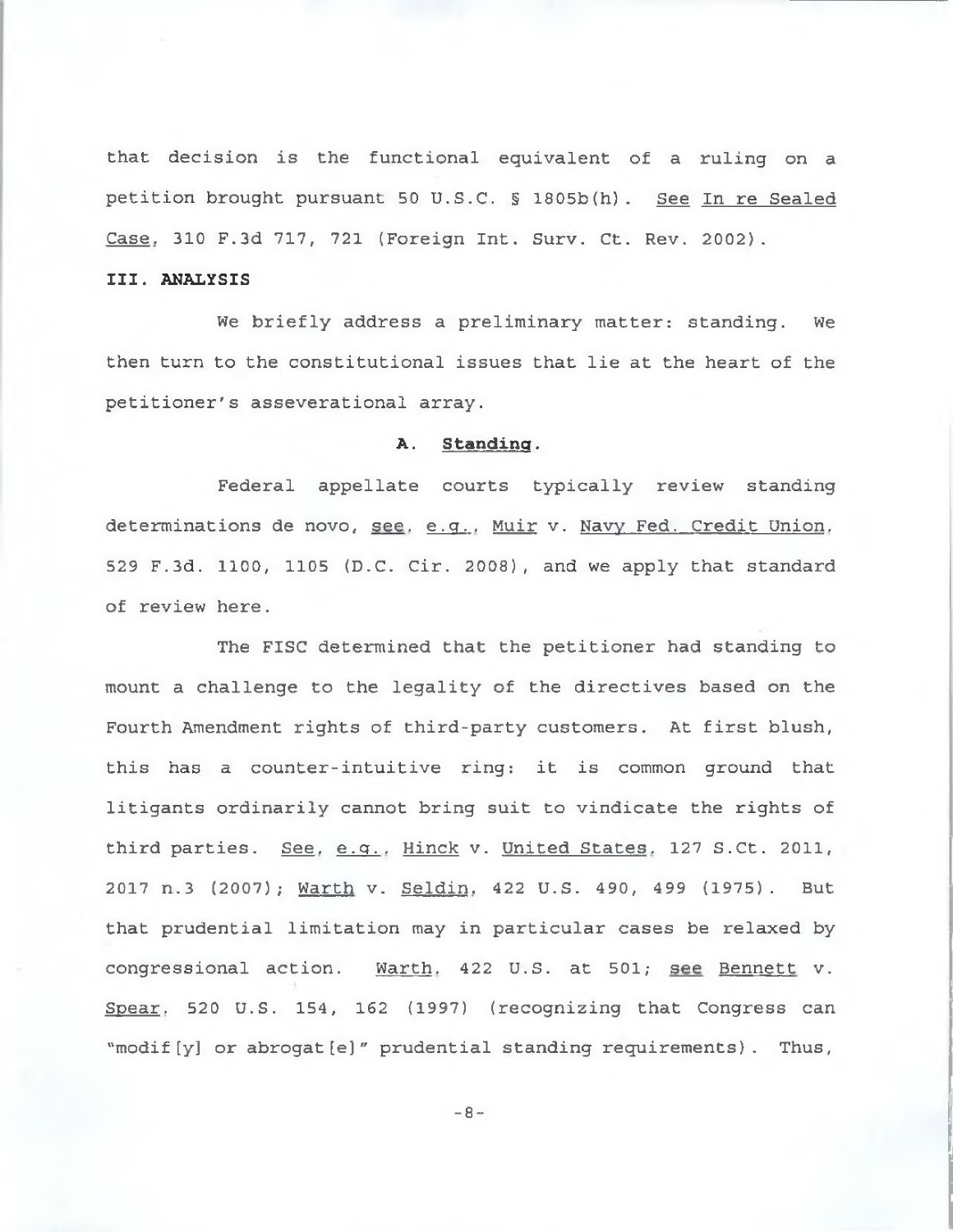that decision is the functional equivalent of a ruling on a petition brought pursuant 50 U.S.C. § 1805b(h). See In re Sealed Case, 310 F.3d 717, 721 (Foreign Int. Surv. Ct. Rev. 2002).

**III. ANALYSIS**

We briefly address a preliminary matter: standing. We then turn to the constitutional issues that lie at the heart of the petitioner's asseverational array.

**A. Standing.**

Federal appellate courts typically review standing determinations de novo, see, e.g., Muir v. Navy Fed. Credit Union, 529 F.3d. 1100, 1105 (D.C. Cir. 2008), and we apply that standard of review here.

The FISC determined that the petitioner had standing to mount a challenge to the legality of the directives based on the Fourth Amendment rights of third-party customers. At first blush, this has a counter-intuitive ring: it is common ground that litigants ordinarily cannot bring suit to vindicate the rights of third parties. See, e.g., Hinck v. United States, 127 S.Ct. 2011, 2017 n.3 (2007); Warth v. Seldin, 422 U.S. 490, 499 (1975). But that prudential limitation may in particular cases be relaxed by congressional action. Warth, 422 U.S. at 501; see Bennett v. Spear, 520 U.S. 154, 162 (1997) (recognizing that Congress can "modif[y] or abrogat[e]" prudential standing requirements). Thus,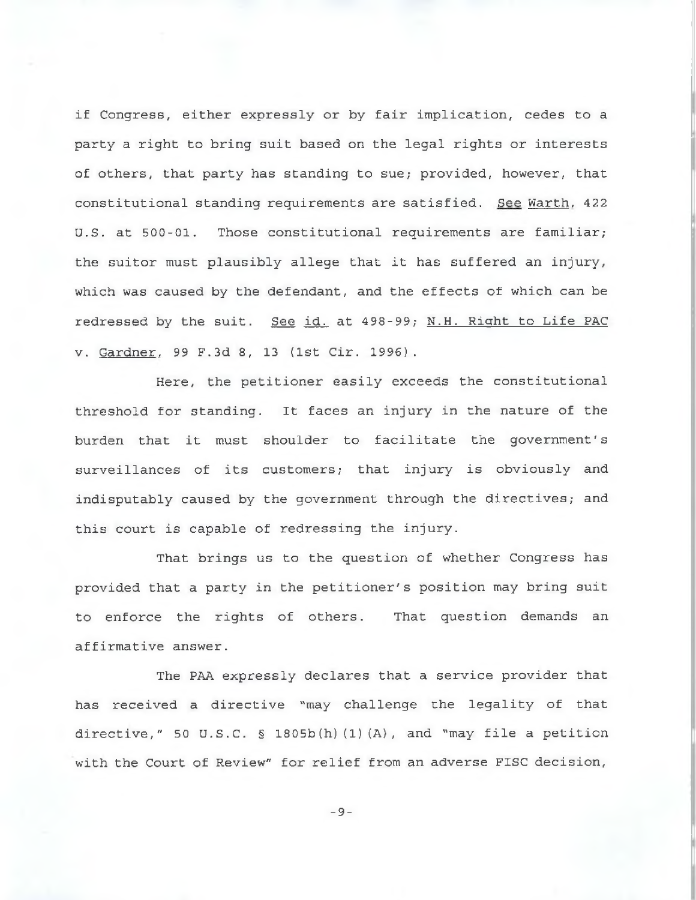if Congress, either expressly or by fair implication, cedes to a party a right to bring suit based on the legal rights or interests of others, that party has standing to sue; provided, however, that constitutional standing requirements are satisfied. See Warth, 422 U.S. at 500-01. Those constitutional requirements are familiar; the suitor must plausibly allege that it has suffered an injury, which was caused by the defendant, and the effects of which can be redressed by the suit. See id. at 498-99; N.H. Right to Life PAC v. Gardner, 99 F.3d 8, 13 (1st Cir. 1996).

Here, the petitioner easily exceeds the constitutional threshold for standing. It faces an injury in the nature of the burden that it must shoulder to facilitate the government's surveillances of its customers; that injury is obviously and indisputably caused by the government through the directives; and this court is capable of redressing the injury.

That brings us to the question of whether Congress has provided that a party in the petitioner's position may bring suit to enforce the rights of others. That question demands an affirmative answer.

The PAA expressly declares that a service provider that has received a directive "may challenge the legality of that directive," 50 U.S.C. § 1805b(h)(1)(A), and "may file a petition with the Court of Review" for relief from an adverse FISC decision,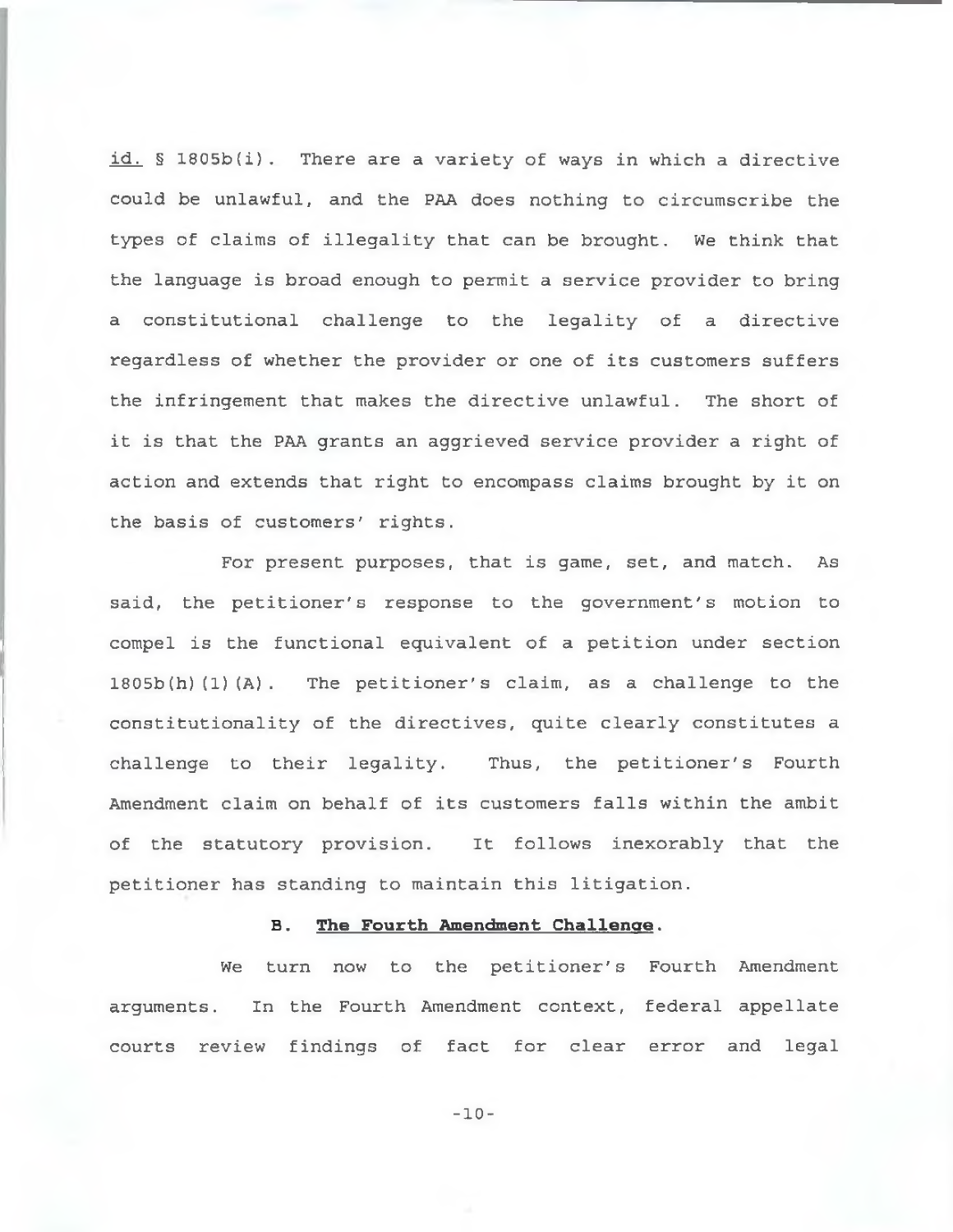*id.* § 1805b(i). There are a variety of ways in which a directive could be unlawful, and the PAA does nothing to circumscribe the types of claims of illegality that can be brought. We think that the language is broad enough to permit a service provider to bring a constitutional challenge to the legality of a directive regardless of whether the provider or one of its customers suffers the infringement that makes the directive unlawful. The short of it is that the PAA grants an aggrieved service provider a right of action and extends that right to encompass claims brought by it on the basis of customers' rights.

For present purposes, that is game, set, and match. As said, the petitioner's response to the government's motion to compel is the functional equivalent of a petition under section 1805b(h)(1)(A). The petitioner's claim, as a challenge to the constitutionality of the directives, quite clearly constitutes a challenge to their legality. Thus, the petitioner's Fourth Amendment claim on behalf of its customers falls within the ambit of the statutory provision. It follows inexorably that the petitioner has standing to maintain this litigation.

### B. **The Fourth Amendment Challenge**.

We turn now to the petitioner's Fourth Amendment arguments. In the Fourth Amendment context, federal appellate courts review findings of fact for clear error and legal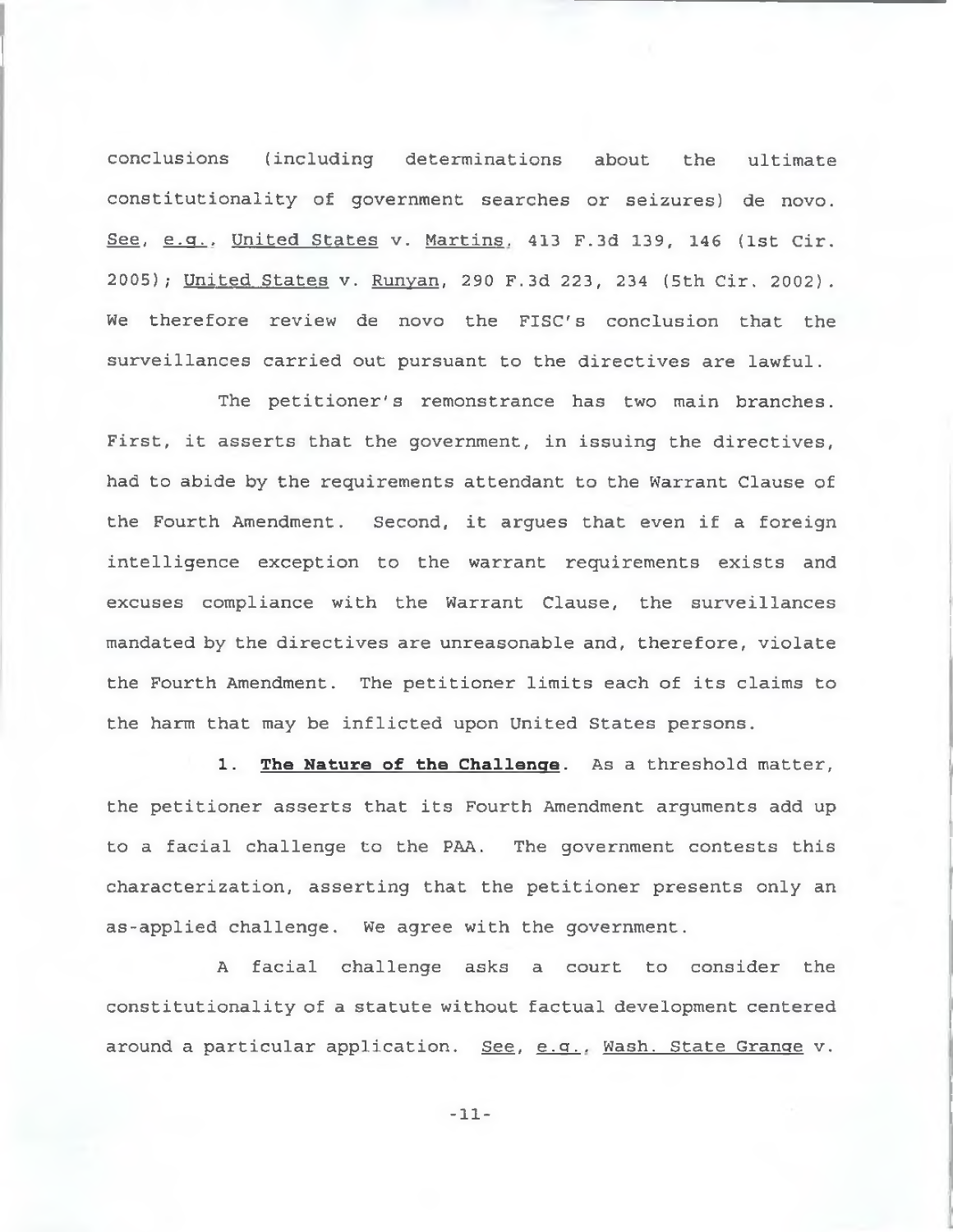conclusions (including determinations about the ultimate constitutionality of government searches or seizures) de novo. *See, e.g.*, *United States* v. *Martins*, 413 F.3d 139, 146 (1st Cir. 2005); *United States* v. *Runyan*, 290 F.3d 223, 234 (5th Cir. 2002). We therefore review de novo the FISC's conclusion that the surveillances carried out pursuant to the directives are lawful.

The petitioner's remonstrance has two main branches. First, it asserts that the government, in issuing the directives, had to abide by the requirements attendant to the Warrant Clause of the Fourth Amendment. Second, it argues that even if a foreign intelligence exception to the warrant requirements exists and excuses compliance with the Warrant Clause, the surveillances mandated by the directives are unreasonable and, therefore, violate the Fourth Amendment. The petitioner limits each of its claims to the harm that may be inflicted upon United States persons.

1. **The Nature of the Challenge**. As a threshold matter, the petitioner asserts that its Fourth Amendment arguments add up to a facial challenge to the PAA. The government contests this characterization, asserting that the petitioner presents only an as-applied challenge. We agree with the government.

A facial challenge asks a court to consider the constitutionality of a statute without factual development centered around a particular application. *See, e.g.*, *Wash. State Grange* v.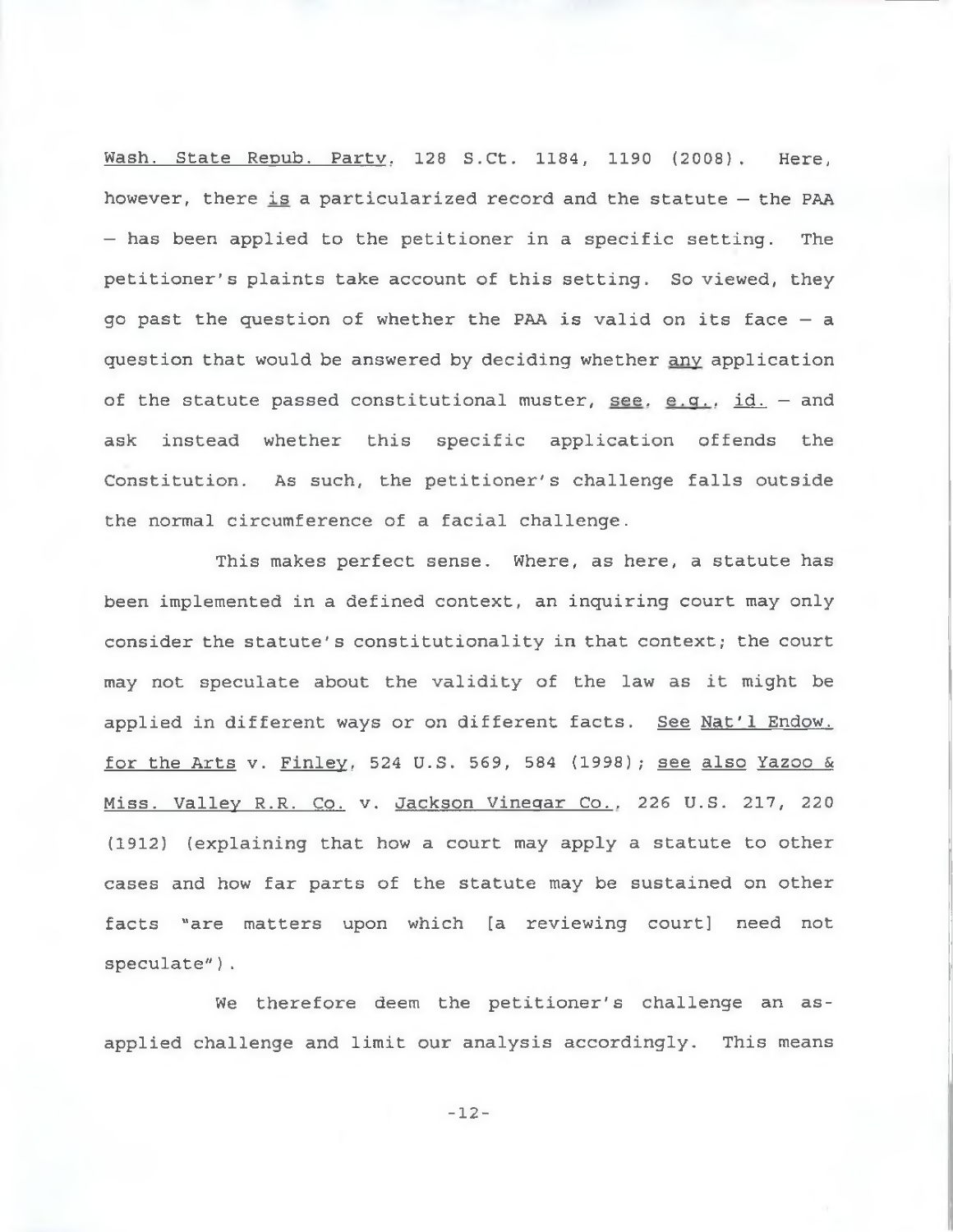Wash. State Repub. Party, 128 S.Ct. 1184, 1190 (2008). Here, however, there _is_ a particularized record and the statute — the PAA — has been applied to the petitioner in a specific setting. The petitioner's plaints take account of this setting. So viewed, they go past the question of whether the PAA is valid on its face — a question that would be answered by deciding whether _any_ application of the statute passed constitutional muster, _see, e.g., id._ — and ask instead whether this specific application offends the Constitution. As such, the petitioner's challenge falls outside the normal circumference of a facial challenge.

This makes perfect sense. Where, as here, a statute has been implemented in a defined context, an inquiring court may only consider the statute's constitutionality in that context; the court may not speculate about the validity of the law as it might be applied in different ways or on different facts. _See_ _Nat'l Endow. for the Arts_ v. _Finley_, 524 U.S. 569, 584 (1998); _see also_ _Yazoo & Miss. Valley R.R. Co._ v. _Jackson Vinegar Co._, 226 U.S. 217, 220 (1912) (explaining that how a court may apply a statute to other cases and how far parts of the statute may be sustained on other facts "are matters upon which [a reviewing court] need not speculate").

We therefore deem the petitioner's challenge an as-applied challenge and limit our analysis accordingly. This means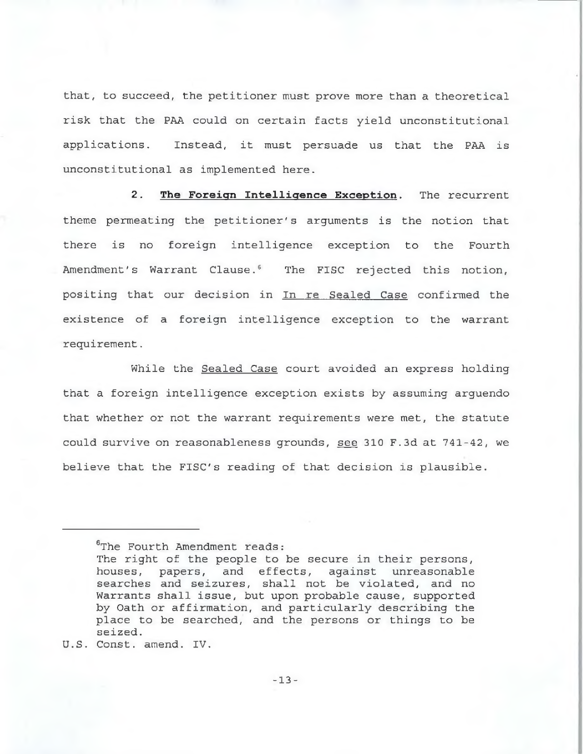that, to succeed, the petitioner must prove more than a theoretical risk that the PAA could on certain facts yield unconstitutional applications. Instead, it must persuade us that the PAA is unconstitutional as implemented here.

2. **The Foreign Intelligence Exception**. The recurrent theme permeating the petitioner's arguments is the notion that there is no foreign intelligence exception to the Fourth Amendment's Warrant Clause.[6] The FISC rejected this notion, positing that our decision in In re Sealed Case confirmed the existence of a foreign intelligence exception to the warrant requirement.

While the Sealed Case court avoided an express holding that a foreign intelligence exception exists by assuming arguendo that whether or not the warrant requirements were met, the statute could survive on reasonableness grounds, see 310 F.3d at 741-42, we believe that the FISC's reading of that decision is plausible.

---

[6]The Fourth Amendment reads:

> The right of the people to be secure in their persons, houses, papers, and effects, against unreasonable searches and seizures, shall not be violated, and no Warrants shall issue, but upon probable cause, supported by Oath or affirmation, and particularly describing the place to be searched, and the persons or things to be seized.

U.S. Const. amend. IV.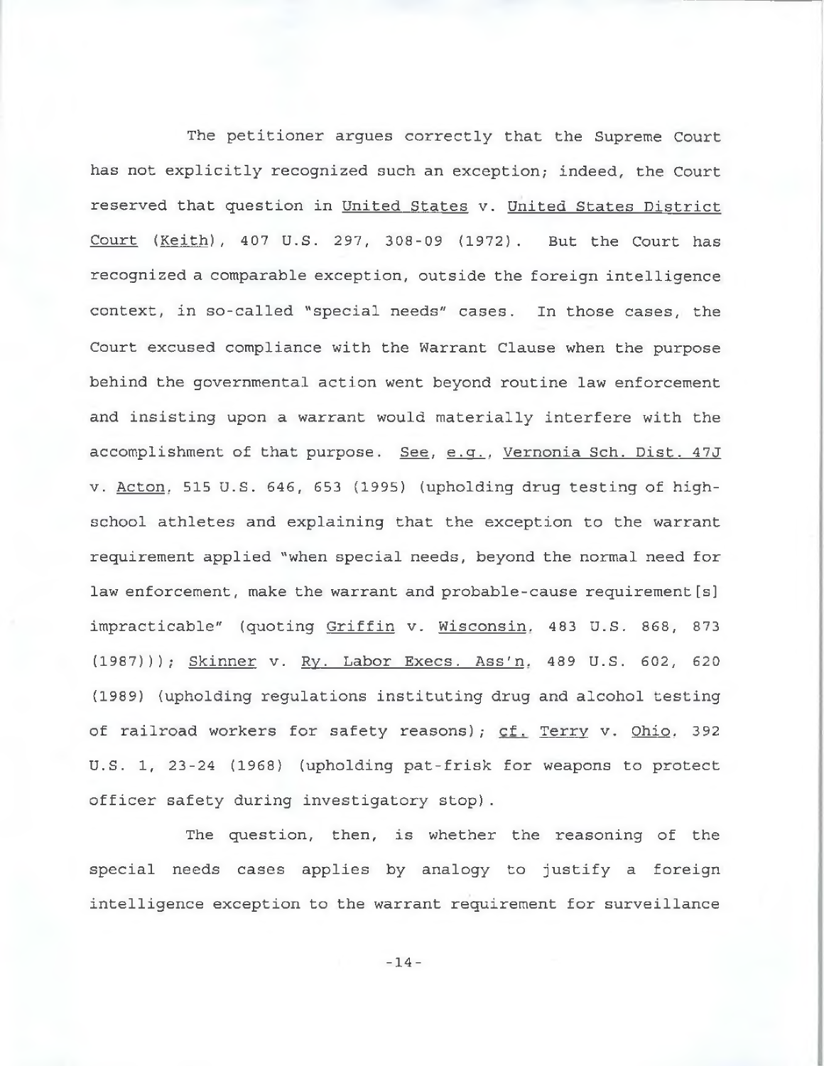The petitioner argues correctly that the Supreme Court has not explicitly recognized such an exception; indeed, the Court reserved that question in United States v. United States District Court (Keith), 407 U.S. 297, 308-09 (1972). But the Court has recognized a comparable exception, outside the foreign intelligence context, in so-called "special needs" cases. In those cases, the Court excused compliance with the Warrant Clause when the purpose behind the governmental action went beyond routine law enforcement and insisting upon a warrant would materially interfere with the accomplishment of that purpose. See, e.g., Vernonia Sch. Dist. 47J v. Acton, 515 U.S. 646, 653 (1995) (upholding drug testing of high-school athletes and explaining that the exception to the warrant requirement applied "when special needs, beyond the normal need for law enforcement, make the warrant and probable-cause requirement[s] impracticable" (quoting Griffin v. Wisconsin, 483 U.S. 868, 873 (1987))); Skinner v. Ry. Labor Execs. Ass'n, 489 U.S. 602, 620 (1989) (upholding regulations instituting drug and alcohol testing of railroad workers for safety reasons); cf. Terry v. Ohio, 392 U.S. 1, 23-24 (1968) (upholding pat-frisk for weapons to protect officer safety during investigatory stop).

The question, then, is whether the reasoning of the special needs cases applies by analogy to justify a foreign intelligence exception to the warrant requirement for surveillance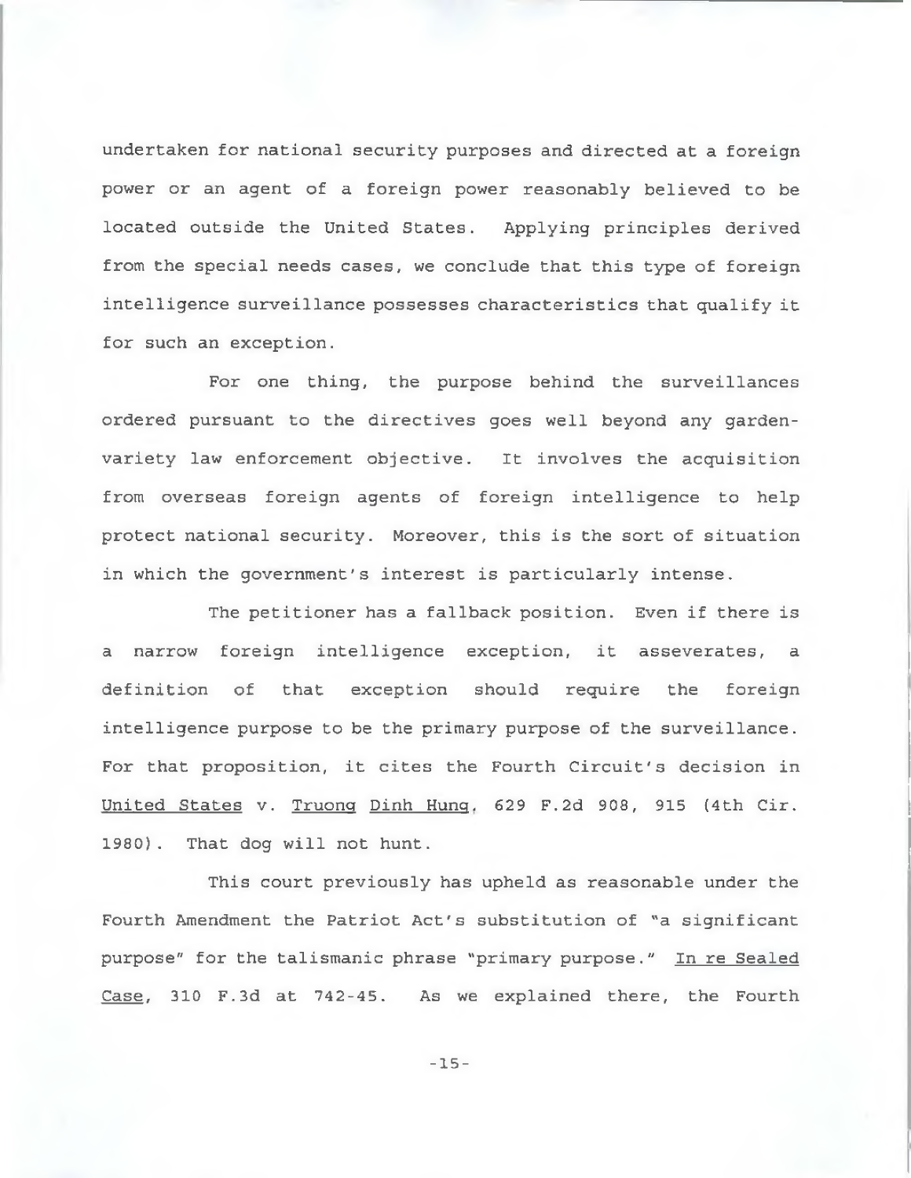undertaken for national security purposes and directed at a foreign power or an agent of a foreign power reasonably believed to be located outside the United States. Applying principles derived from the special needs cases, we conclude that this type of foreign intelligence surveillance possesses characteristics that qualify it for such an exception.

For one thing, the purpose behind the surveillances ordered pursuant to the directives goes well beyond any garden-variety law enforcement objective. It involves the acquisition from overseas foreign agents of foreign intelligence to help protect national security. Moreover, this is the sort of situation in which the government's interest is particularly intense.

The petitioner has a fallback position. Even if there is a narrow foreign intelligence exception, it asseverates, a definition of that exception should require the foreign intelligence purpose to be the primary purpose of the surveillance. For that proposition, it cites the Fourth Circuit's decision in United States v. Truong Dinh Hung, 629 F.2d 908, 915 (4th Cir. 1980). That dog will not hunt.

This court previously has upheld as reasonable under the Fourth Amendment the Patriot Act's substitution of "a significant purpose" for the talismanic phrase "primary purpose." In re Sealed Case, 310 F.3d at 742-45. As we explained there, the Fourth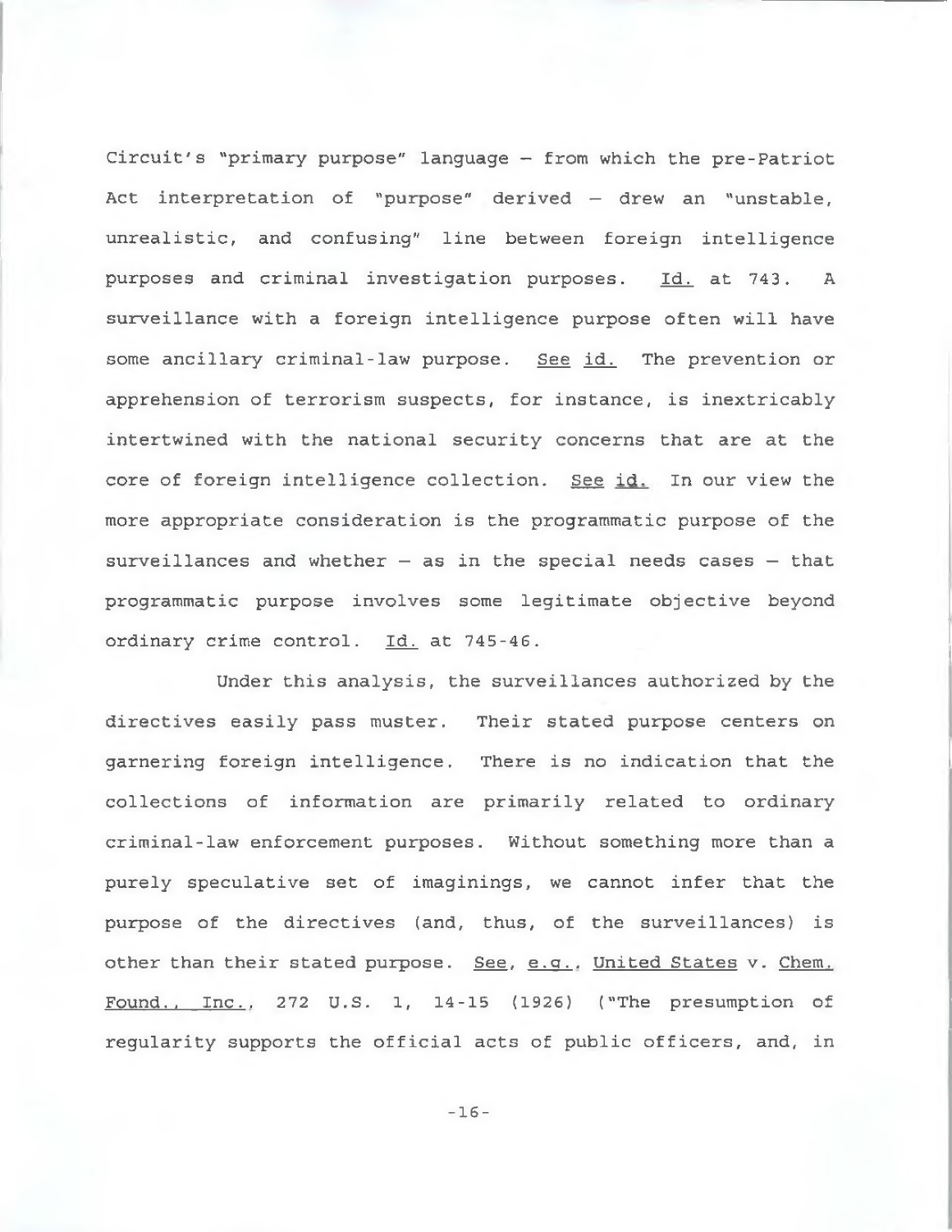Circuit's "primary purpose" language – from which the pre-Patriot Act interpretation of "purpose" derived – drew an "unstable, unrealistic, and confusing" line between foreign intelligence purposes and criminal investigation purposes. Id. at 743. A surveillance with a foreign intelligence purpose often will have some ancillary criminal-law purpose. See id. The prevention or apprehension of terrorism suspects, for instance, is inextricably intertwined with the national security concerns that are at the core of foreign intelligence collection. See id. In our view the more appropriate consideration is the programmatic purpose of the surveillances and whether – as in the special needs cases – that programmatic purpose involves some legitimate objective beyond ordinary crime control. Id. at 745-46.

Under this analysis, the surveillances authorized by the directives easily pass muster. Their stated purpose centers on garnering foreign intelligence. There is no indication that the collections of information are primarily related to ordinary criminal-law enforcement purposes. Without something more than a purely speculative set of imaginings, we cannot infer that the purpose of the directives (and, thus, of the surveillances) is other than their stated purpose. See, e.g., United States v. Chem. Found., Inc., 272 U.S. 1, 14-15 (1926) ("The presumption of regularity supports the official acts of public officers, and, in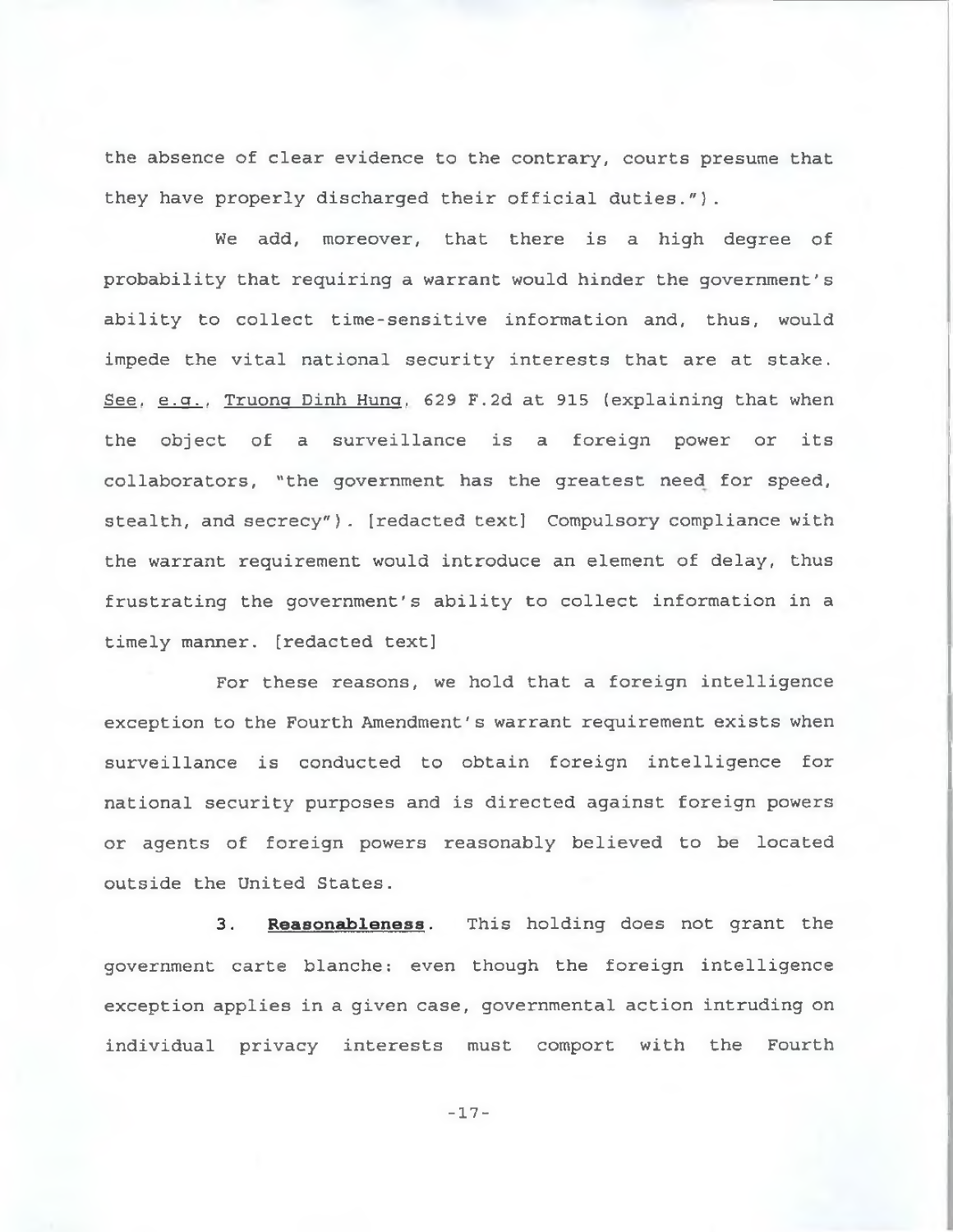the absence of clear evidence to the contrary, courts presume that they have properly discharged their official duties.").

We add, moreover, that there is a high degree of probability that requiring a warrant would hinder the government's ability to collect time-sensitive information and, thus, would impede the vital national security interests that are at stake. See, e.g., Truong Dinh Hung, 629 F.2d at 915 (explaining that when the object of a surveillance is a foreign power or its collaborators, "the government has the greatest need for speed, stealth, and secrecy"). [redacted text] Compulsory compliance with the warrant requirement would introduce an element of delay, thus frustrating the government's ability to collect information in a timely manner. [redacted text]

For these reasons, we hold that a foreign intelligence exception to the Fourth Amendment's warrant requirement exists when surveillance is conducted to obtain foreign intelligence for national security purposes and is directed against foreign powers or agents of foreign powers reasonably believed to be located outside the United States.

3. **Reasonableness**. This holding does not grant the government carte blanche: even though the foreign intelligence exception applies in a given case, governmental action intruding on individual privacy interests must comport with the Fourth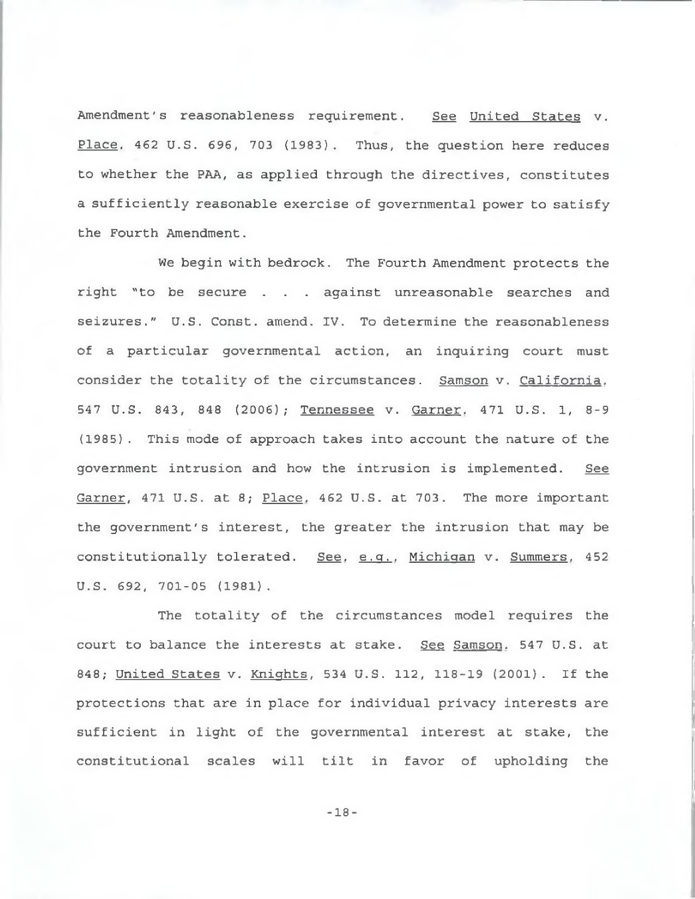Amendment's reasonableness requirement. See United States v. Place, 462 U.S. 696, 703 (1983). Thus, the question here reduces to whether the PAA, as applied through the directives, constitutes a sufficiently reasonable exercise of governmental power to satisfy the Fourth Amendment.

We begin with bedrock. The Fourth Amendment protects the right "to be secure . . . against unreasonable searches and seizures." U.S. Const. amend. IV. To determine the reasonableness of a particular governmental action, an inquiring court must consider the totality of the circumstances. Samson v. California, 547 U.S. 843, 848 (2006); Tennessee v. Garner, 471 U.S. 1, 8-9 (1985). This mode of approach takes into account the nature of the government intrusion and how the intrusion is implemented. See Garner, 471 U.S. at 8; Place, 462 U.S. at 703. The more important the government's interest, the greater the intrusion that may be constitutionally tolerated. See, e.g., Michigan v. Summers, 452 U.S. 692, 701-05 (1981).

The totality of the circumstances model requires the court to balance the interests at stake. See Samson, 547 U.S. at 848; United States v. Knights, 534 U.S. 112, 118-19 (2001). If the protections that are in place for individual privacy interests are sufficient in light of the governmental interest at stake, the constitutional scales will tilt in favor of upholding the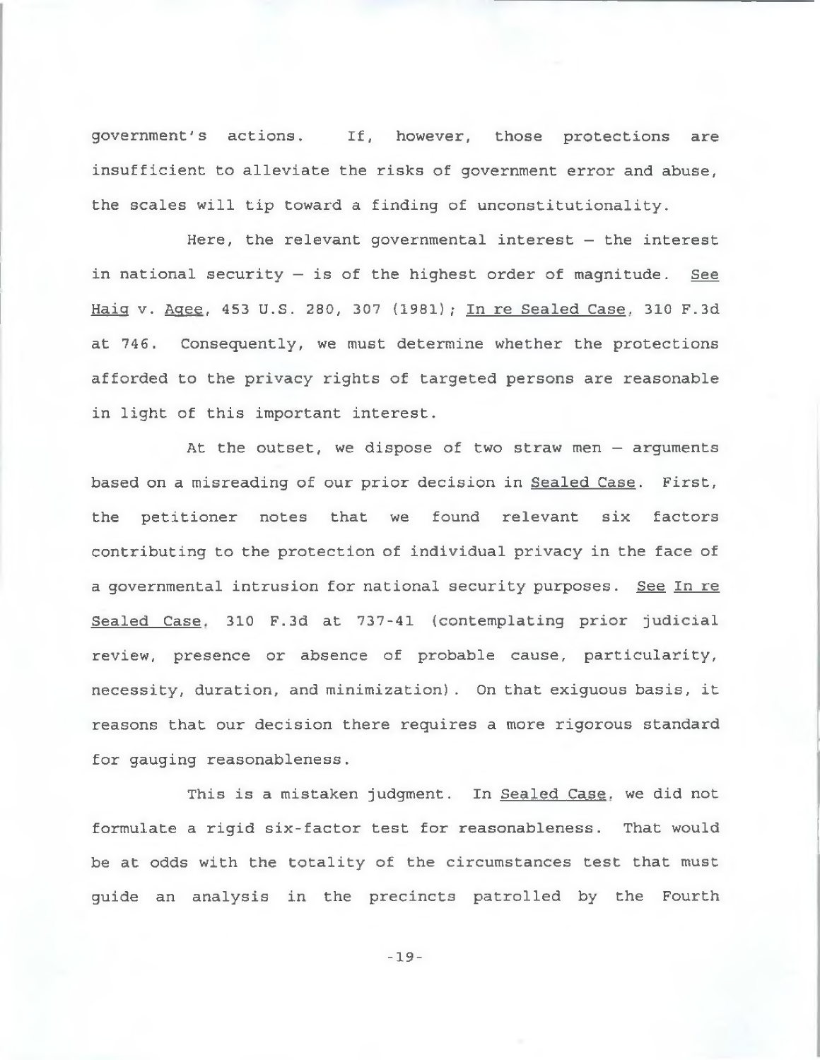government's actions. If, however, those protections are insufficient to alleviate the risks of government error and abuse, the scales will tip toward a finding of unconstitutionality.

Here, the relevant governmental interest — the interest in national security — is of the highest order of magnitude. See Haig v. Agee, 453 U.S. 280, 307 (1981); In re Sealed Case, 310 F.3d at 746. Consequently, we must determine whether the protections afforded to the privacy rights of targeted persons are reasonable in light of this important interest.

At the outset, we dispose of two straw men — arguments based on a misreading of our prior decision in Sealed Case. First, the petitioner notes that we found relevant six factors contributing to the protection of individual privacy in the face of a governmental intrusion for national security purposes. See In re Sealed Case, 310 F.3d at 737-41 (contemplating prior judicial review, presence or absence of probable cause, particularity, necessity, duration, and minimization). On that exiguous basis, it reasons that our decision there requires a more rigorous standard for gauging reasonableness.

This is a mistaken judgment. In Sealed Case, we did not formulate a rigid six-factor test for reasonableness. That would be at odds with the totality of the circumstances test that must guide an analysis in the precincts patrolled by the Fourth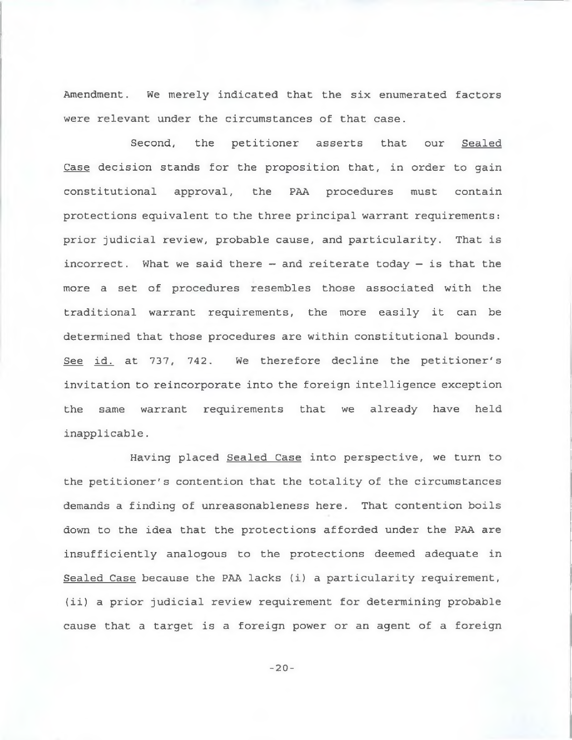Amendment. We merely indicated that the six enumerated factors were relevant under the circumstances of that case.

Second, the petitioner asserts that our Sealed Case decision stands for the proposition that, in order to gain constitutional approval, the PAA procedures must contain protections equivalent to the three principal warrant requirements: prior judicial review, probable cause, and particularity. That is incorrect. What we said there – and reiterate today – is that the more a set of procedures resembles those associated with the traditional warrant requirements, the more easily it can be determined that those procedures are within constitutional bounds. See id. at 737, 742. We therefore decline the petitioner's invitation to reincorporate into the foreign intelligence exception the same warrant requirements that we already have held inapplicable.

Having placed Sealed Case into perspective, we turn to the petitioner's contention that the totality of the circumstances demands a finding of unreasonableness here. That contention boils down to the idea that the protections afforded under the PAA are insufficiently analogous to the protections deemed adequate in Sealed Case because the PAA lacks (i) a particularity requirement, (ii) a prior judicial review requirement for determining probable cause that a target is a foreign power or an agent of a foreign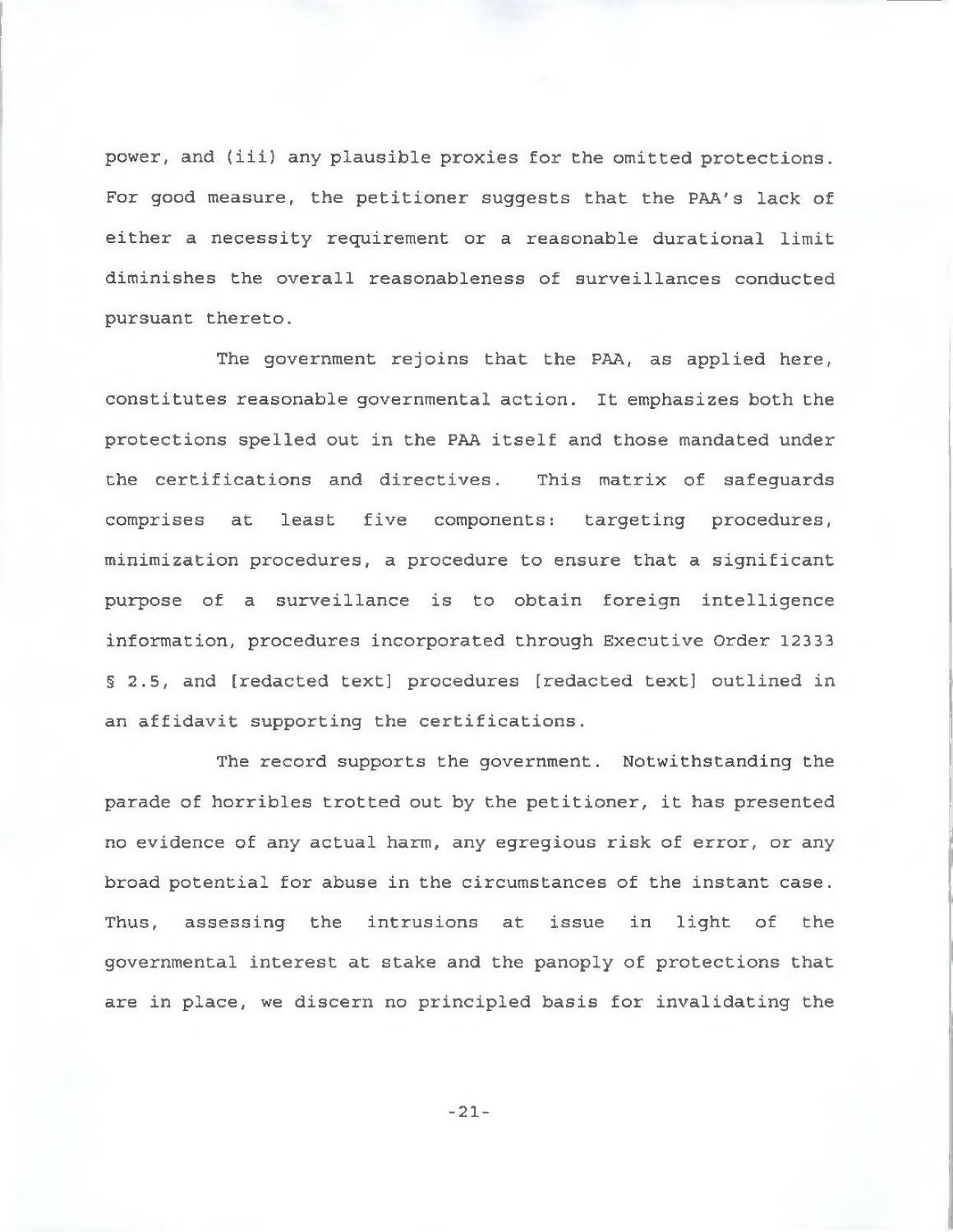power, and (iii) any plausible proxies for the omitted protections. For good measure, the petitioner suggests that the PAA's lack of either a necessity requirement or a reasonable durational limit diminishes the overall reasonableness of surveillances conducted pursuant thereto.

The government rejoins that the PAA, as applied here, constitutes reasonable governmental action. It emphasizes both the protections spelled out in the PAA itself and those mandated under the certifications and directives. This matrix of safeguards comprises at least five components: targeting procedures, minimization procedures, a procedure to ensure that a significant purpose of a surveillance is to obtain foreign intelligence information, procedures incorporated through Executive Order 12333 § 2.5, and [redacted text] procedures [redacted text] outlined in an affidavit supporting the certifications.

The record supports the government. Notwithstanding the parade of horribles trotted out by the petitioner, it has presented no evidence of any actual harm, any egregious risk of error, or any broad potential for abuse in the circumstances of the instant case. Thus, assessing the intrusions at issue in light of the governmental interest at stake and the panoply of protections that are in place, we discern no principled basis for invalidating the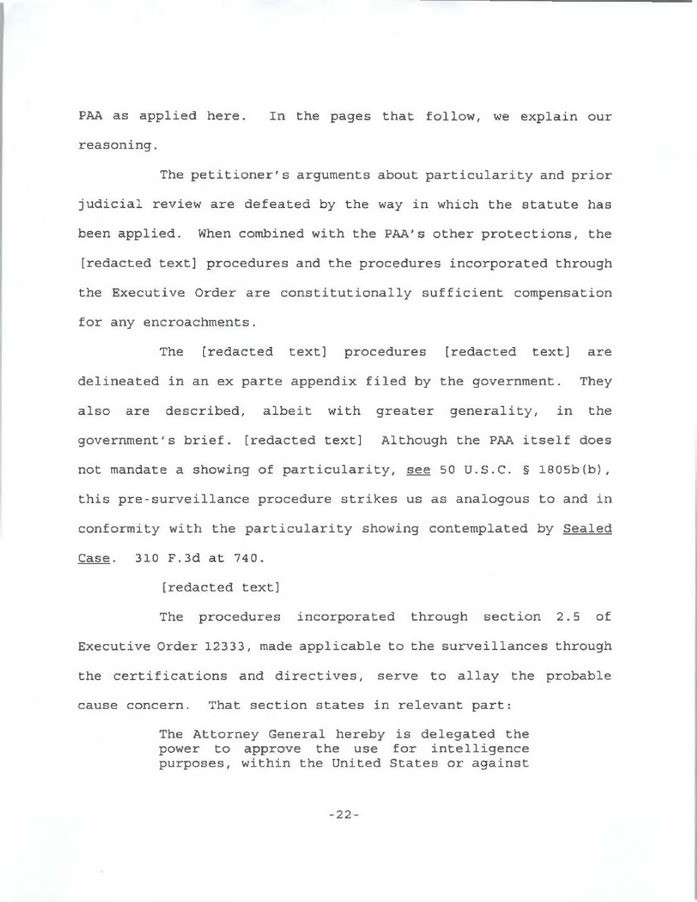PAA as applied here. In the pages that follow, we explain our reasoning.

The petitioner's arguments about particularity and prior judicial review are defeated by the way in which the statute has been applied. When combined with the PAA's other protections, the [redacted text] procedures and the procedures incorporated through the Executive Order are constitutionally sufficient compensation for any encroachments.

The [redacted text] procedures [redacted text] are delineated in an ex parte appendix filed by the government. They also are described, albeit with greater generality, in the government's brief. [redacted text] Although the PAA itself does not mandate a showing of particularity, see 50 U.S.C. § 1805b(b), this pre-surveillance procedure strikes us as analogous to and in conformity with the particularity showing contemplated by Sealed Case. 310 F.3d at 740.

[redacted text]

The procedures incorporated through section 2.5 of Executive Order 12333, made applicable to the surveillances through the certifications and directives, serve to allay the probable cause concern. That section states in relevant part:

> The Attorney General hereby is delegated the power to approve the use for intelligence purposes, within the United States or against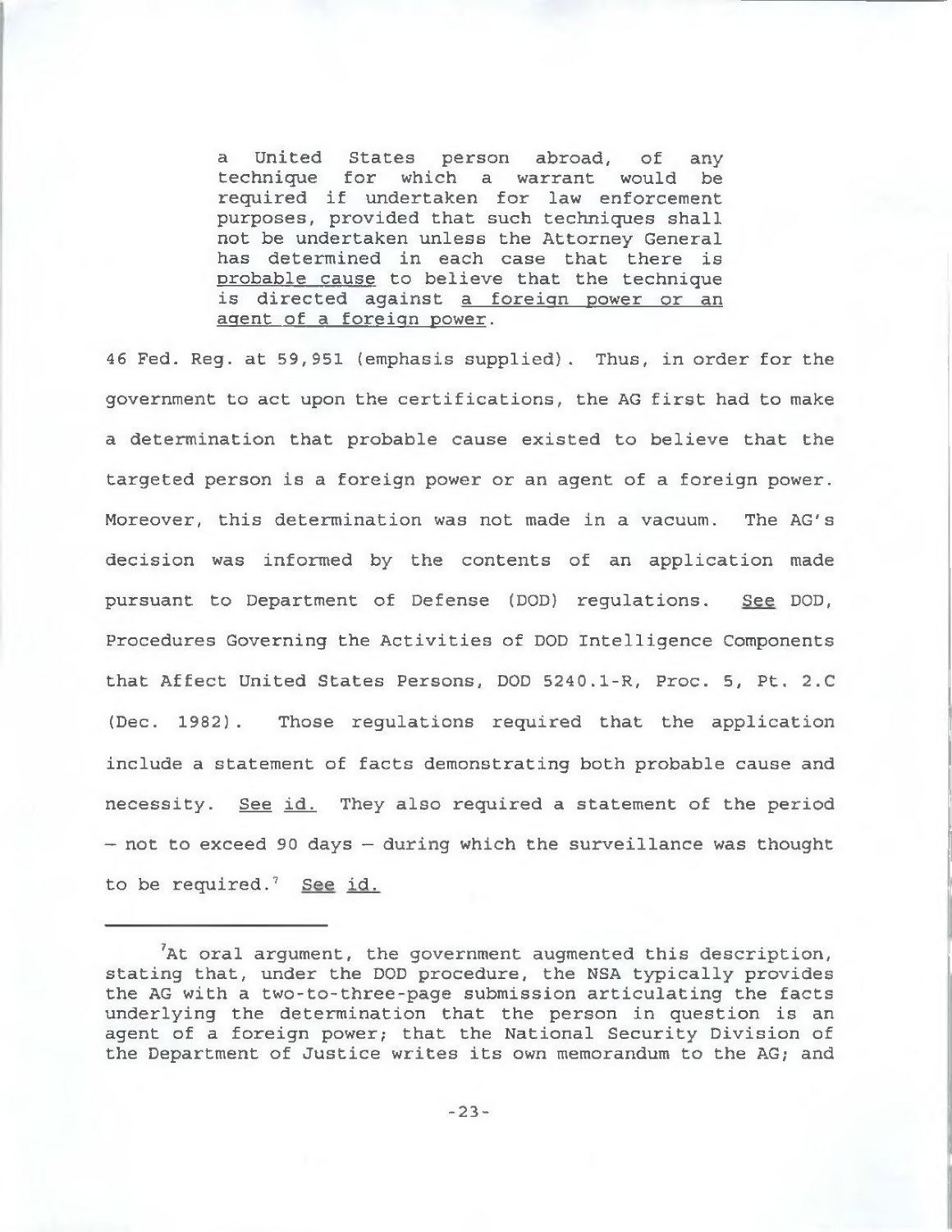> a United States person abroad, of any technique for which a warrant would be required if undertaken for law enforcement purposes, provided that such techniques shall not be undertaken unless the Attorney General has determined in each case that there is probable cause to believe that the technique is directed against a foreign power or an agent of a foreign power.

46 Fed. Reg. at 59,951 (emphasis supplied). Thus, in order for the government to act upon the certifications, the AG first had to make a determination that probable cause existed to believe that the targeted person is a foreign power or an agent of a foreign power. Moreover, this determination was not made in a vacuum. The AG's decision was informed by the contents of an application made pursuant to Department of Defense (DOD) regulations. *See* DOD, Procedures Governing the Activities of DOD Intelligence Components that Affect United States Persons, DOD 5240.1-R, Proc. 5, Pt. 2.C (Dec. 1982). Those regulations required that the application include a statement of facts demonstrating both probable cause and necessity. *See id.* They also required a statement of the period – not to exceed 90 days – during which the surveillance was thought to be required.[7] *See id.*

---

[7]At oral argument, the government augmented this description, stating that, under the DOD procedure, the NSA typically provides the AG with a two-to-three-page submission articulating the facts underlying the determination that the person in question is an agent of a foreign power; that the National Security Division of the Department of Justice writes its own memorandum to the AG; and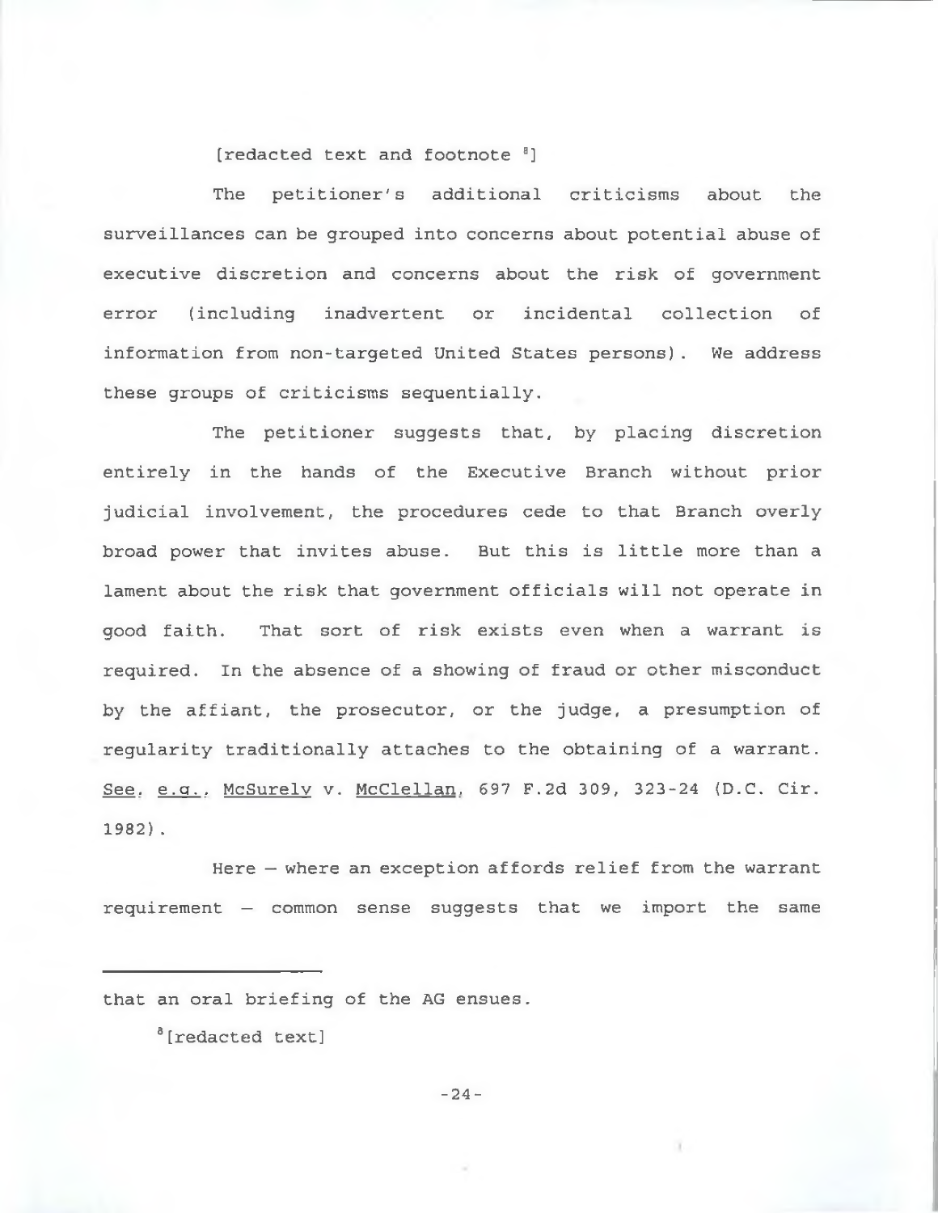[redacted text and footnote [8]]

The petitioner's additional criticisms about the surveillances can be grouped into concerns about potential abuse of executive discretion and concerns about the risk of government error (including inadvertent or incidental collection of information from non-targeted United States persons). We address these groups of criticisms sequentially.

The petitioner suggests that, by placing discretion entirely in the hands of the Executive Branch without prior judicial involvement, the procedures cede to that Branch overly broad power that invites abuse. But this is little more than a lament about the risk that government officials will not operate in good faith. That sort of risk exists even when a warrant is required. In the absence of a showing of fraud or other misconduct by the affiant, the prosecutor, or the judge, a presumption of regularity traditionally attaches to the obtaining of a warrant. See, e.g., McSurely v. McClellan, 697 F.2d 309, 323-24 (D.C. Cir. 1982).

Here — where an exception affords relief from the warrant requirement — common sense suggests that we import the same

---

that an oral briefing of the AG ensues.

[8] [redacted text]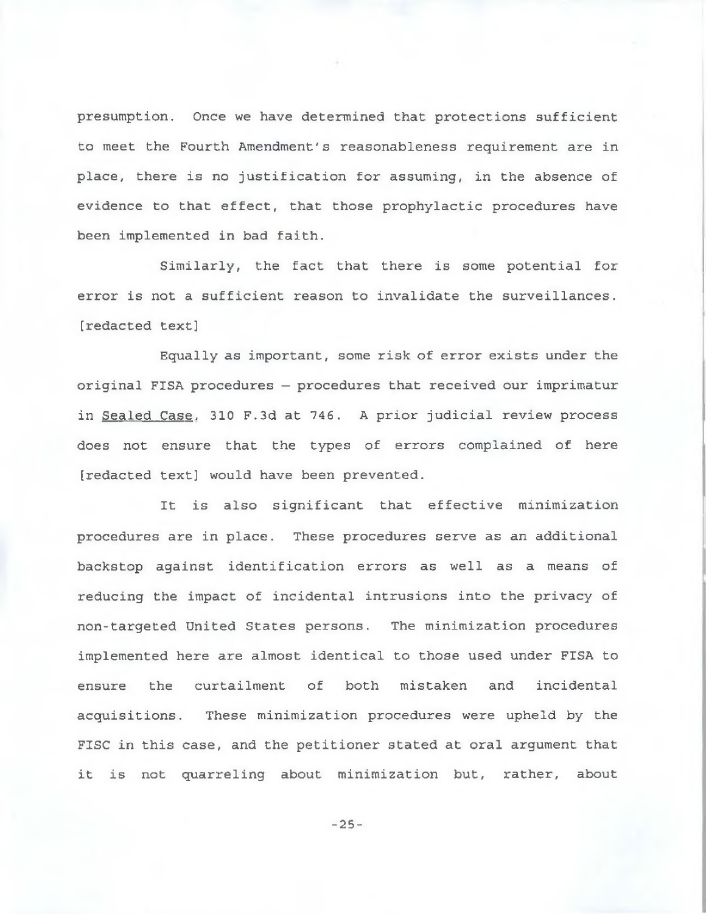presumption. Once we have determined that protections sufficient to meet the Fourth Amendment's reasonableness requirement are in place, there is no justification for assuming, in the absence of evidence to that effect, that those prophylactic procedures have been implemented in bad faith.

Similarly, the fact that there is some potential for error is not a sufficient reason to invalidate the surveillances. [redacted text]

Equally as important, some risk of error exists under the original FISA procedures – procedures that received our imprimatur in Sealed Case, 310 F.3d at 746. A prior judicial review process does not ensure that the types of errors complained of here [redacted text] would have been prevented.

It is also significant that effective minimization procedures are in place. These procedures serve as an additional backstop against identification errors as well as a means of reducing the impact of incidental intrusions into the privacy of non-targeted United States persons. The minimization procedures implemented here are almost identical to those used under FISA to ensure the curtailment of both mistaken and incidental acquisitions. These minimization procedures were upheld by the FISC in this case, and the petitioner stated at oral argument that it is not quarreling about minimization but, rather, about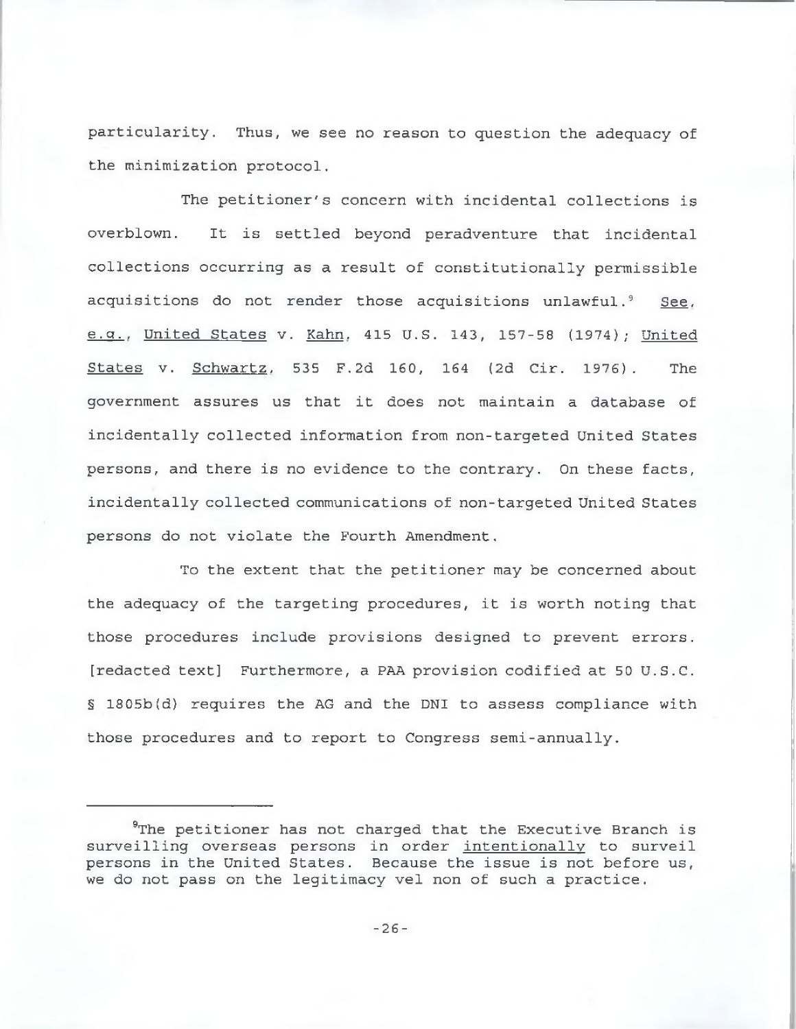particularity. Thus, we see no reason to question the adequacy of the minimization protocol.

The petitioner's concern with incidental collections is overblown. It is settled beyond peradventure that incidental collections occurring as a result of constitutionally permissible acquisitions do not render those acquisitions unlawful.[9] See, e.g., United States v. Kahn, 415 U.S. 143, 157-58 (1974); United States v. Schwartz, 535 F.2d 160, 164 (2d Cir. 1976). The government assures us that it does not maintain a database of incidentally collected information from non-targeted United States persons, and there is no evidence to the contrary. On these facts, incidentally collected communications of non-targeted United States persons do not violate the Fourth Amendment.

To the extent that the petitioner may be concerned about the adequacy of the targeting procedures, it is worth noting that those procedures include provisions designed to prevent errors. [redacted text] Furthermore, a PAA provision codified at 50 U.S.C. § 1805b(d) requires the AG and the DNI to assess compliance with those procedures and to report to Congress semi-annually.

---

[9]The petitioner has not charged that the Executive Branch is surveilling overseas persons in order intentionally to surveil persons in the United States. Because the issue is not before us, we do not pass on the legitimacy vel non of such a practice.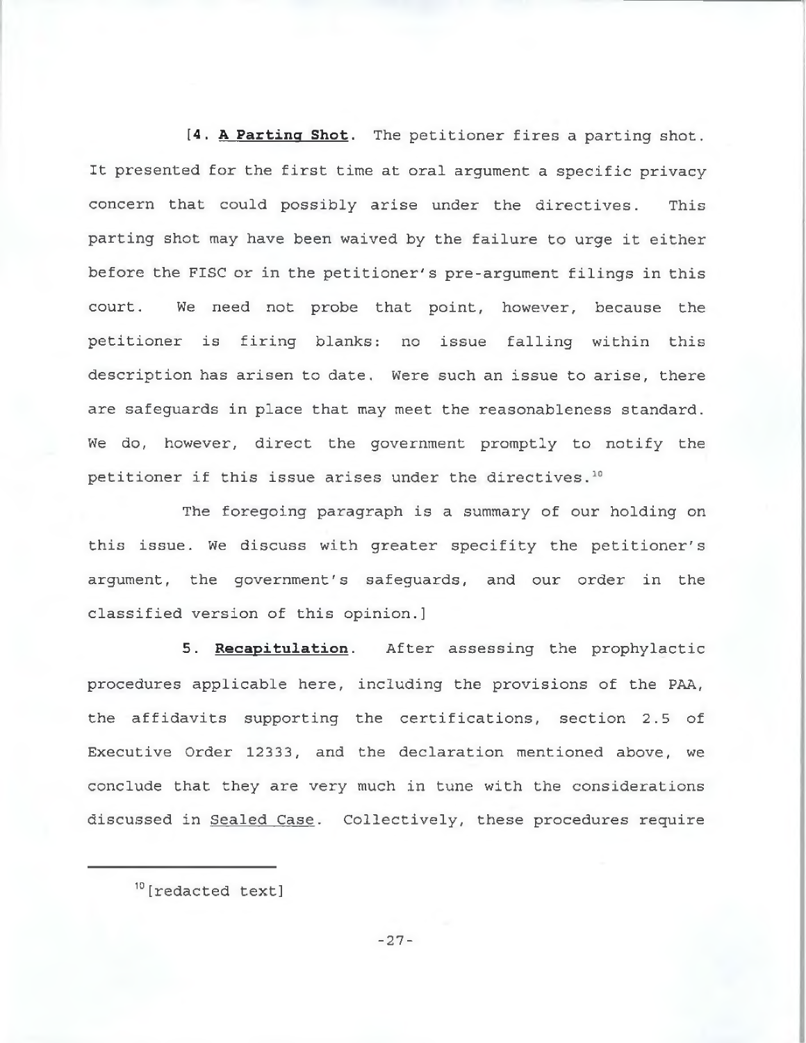[4. **A Parting Shot**. The petitioner fires a parting shot. It presented for the first time at oral argument a specific privacy concern that could possibly arise under the directives. This parting shot may have been waived by the failure to urge it either before the FISC or in the petitioner's pre-argument filings in this court. We need not probe that point, however, because the petitioner is firing blanks: no issue falling within this description has arisen to date. Were such an issue to arise, there are safeguards in place that may meet the reasonableness standard. We do, however, direct the government promptly to notify the petitioner if this issue arises under the directives.[10]

The foregoing paragraph is a summary of our holding on this issue. We discuss with greater specifity the petitioner's argument, the government's safeguards, and our order in the classified version of this opinion.]

5. **Recapitulation**. After assessing the prophylactic procedures applicable here, including the provisions of the PAA, the affidavits supporting the certifications, section 2.5 of Executive Order 12333, and the declaration mentioned above, we conclude that they are very much in tune with the considerations discussed in Sealed Case. Collectively, these procedures require

---

[10] [redacted text]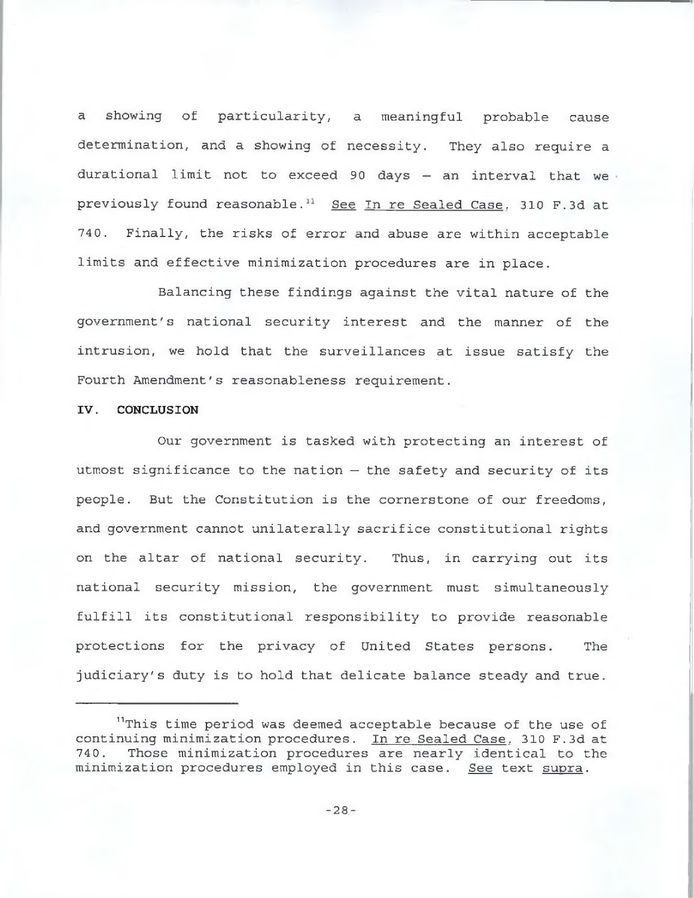a showing of particularity, a meaningful probable cause determination, and a showing of necessity. They also require a durational limit not to exceed 90 days – an interval that we previously found reasonable.[11] See In re Sealed Case, 310 F.3d at 740. Finally, the risks of error and abuse are within acceptable limits and effective minimization procedures are in place.

Balancing these findings against the vital nature of the government's national security interest and the manner of the intrusion, we hold that the surveillances at issue satisfy the Fourth Amendment's reasonableness requirement.

## IV. CONCLUSION

Our government is tasked with protecting an interest of utmost significance to the nation – the safety and security of its people. But the Constitution is the cornerstone of our freedoms, and government cannot unilaterally sacrifice constitutional rights on the altar of national security. Thus, in carrying out its national security mission, the government must simultaneously fulfill its constitutional responsibility to provide reasonable protections for the privacy of United States persons. The judiciary's duty is to hold that delicate balance steady and true.

---

[11]This time period was deemed acceptable because of the use of continuing minimization procedures. In re Sealed Case, 310 F.3d at 740. Those minimization procedures are nearly identical to the minimization procedures employed in this case. See text supra.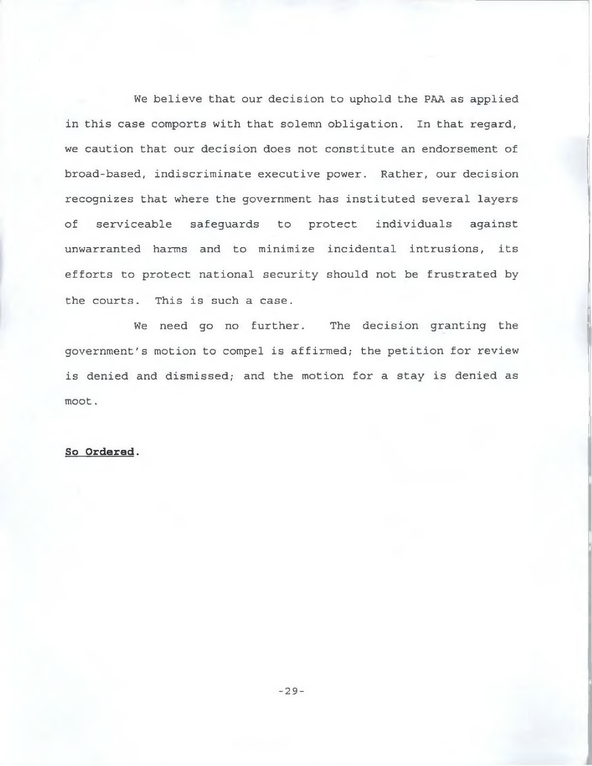We believe that our decision to uphold the PAA as applied in this case comports with that solemn obligation. In that regard, we caution that our decision does not constitute an endorsement of broad-based, indiscriminate executive power. Rather, our decision recognizes that where the government has instituted several layers of serviceable safeguards to protect individuals against unwarranted harms and to minimize incidental intrusions, its efforts to protect national security should not be frustrated by the courts. This is such a case.

We need go no further. The decision granting the government's motion to compel is affirmed; the petition for review is denied and dismissed; and the motion for a stay is denied as moot.

**So Ordered**.